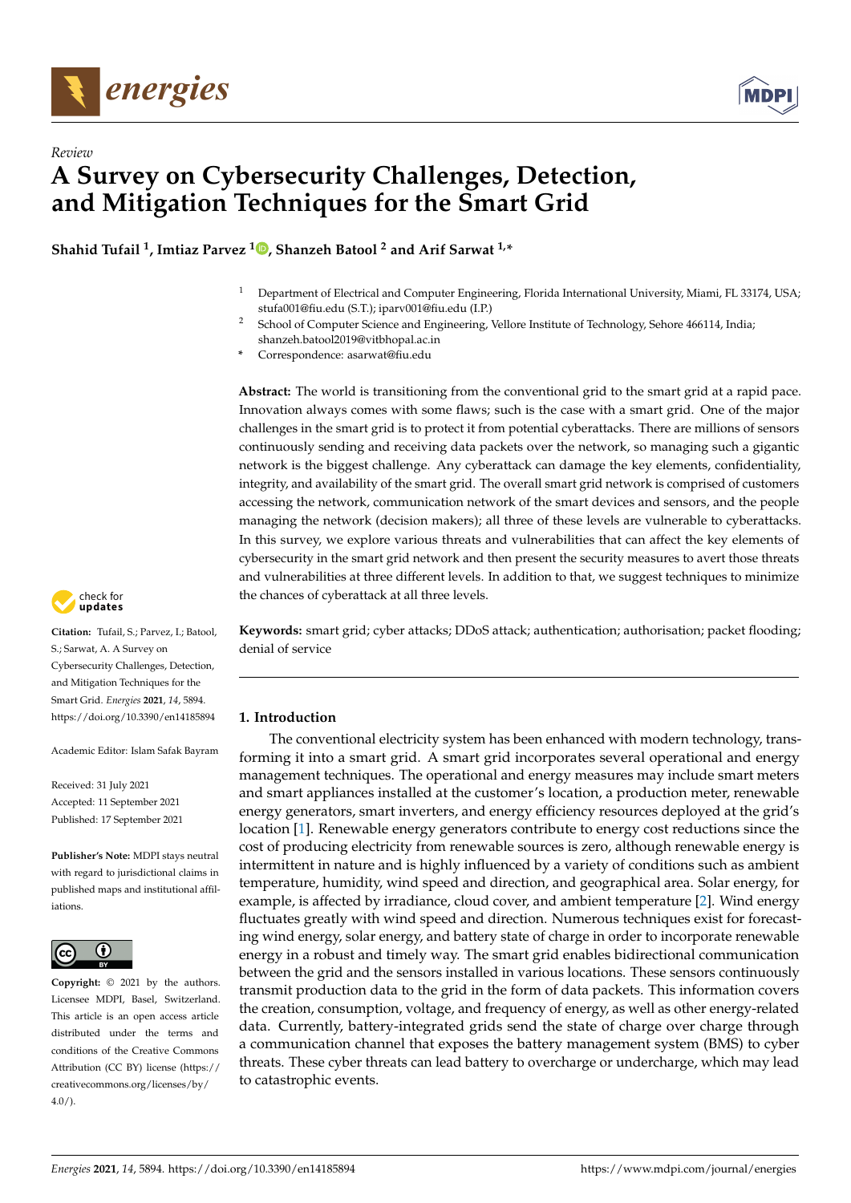*Review*

# A Survey on Cybersecurity Challenges, Detection, and Mitigation Techniques for the Smart Grid

**Shahid Tufail [1], Imtiaz Parvez [1], Shanzeh Batool [2] and Arif Sarwat [1,*]**

[1] Department of Electrical and Computer Engineering, Florida International University, Miami, FL 33174, USA; stufa001@fiu.edu (S.T.); iparv001@fiu.edu (I.P.)

[2] School of Computer Science and Engineering, Vellore Institute of Technology, Sehore 466114, India; shanzeh.batool2019@vitbhopal.ac.in

\* Correspondence: asarwat@fiu.edu

**Abstract:** The world is transitioning from the conventional grid to the smart grid at a rapid pace. Innovation always comes with some flaws; such is the case with a smart grid. One of the major challenges in the smart grid is to protect it from potential cyberattacks. There are millions of sensors continuously sending and receiving data packets over the network, so managing such a gigantic network is the biggest challenge. Any cyberattack can damage the key elements, confidentiality, integrity, and availability of the smart grid. The overall smart grid network is comprised of customers accessing the network, communication network of the smart devices and sensors, and the people managing the network (decision makers); all three of these levels are vulnerable to cyberattacks. In this survey, we explore various threats and vulnerabilities that can affect the key elements of cybersecurity in the smart grid network and then present the security measures to avert those threats and vulnerabilities at three different levels. In addition to that, we suggest techniques to minimize the chances of cyberattack at all three levels.

**Keywords:** smart grid; cyber attacks; DDoS attack; authentication; authorisation; packet flooding; denial of service

**Citation:** Tufail, S.; Parvez, I.; Batool, S.; Sarwat, A. A Survey on Cybersecurity Challenges, Detection, and Mitigation Techniques for the Smart Grid. *Energies* **2021**, *14*, 5894. https://doi.org/10.3390/en14185894

Academic Editor: Islam Safak Bayram

Received: 31 July 2021
Accepted: 11 September 2021
Published: 17 September 2021

**Publisher's Note:** MDPI stays neutral with regard to jurisdictional claims in published maps and institutional affiliations.

**Copyright:** © 2021 by the authors. Licensee MDPI, Basel, Switzerland. This article is an open access article distributed under the terms and conditions of the Creative Commons Attribution (CC BY) license (https://creativecommons.org/licenses/by/4.0/).

## 1. Introduction

The conventional electricity system has been enhanced with modern technology, transforming it into a smart grid. A smart grid incorporates several operational and energy management techniques. The operational and energy measures may include smart meters and smart appliances installed at the customer's location, a production meter, renewable energy generators, smart inverters, and energy efficiency resources deployed at the grid's location [1]. Renewable energy generators contribute to energy cost reductions since the cost of producing electricity from renewable sources is zero, although renewable energy is intermittent in nature and is highly influenced by a variety of conditions such as ambient temperature, humidity, wind speed and direction, and geographical area. Solar energy, for example, is affected by irradiance, cloud cover, and ambient temperature [2]. Wind energy fluctuates greatly with wind speed and direction. Numerous techniques exist for forecasting wind energy, solar energy, and battery state of charge in order to incorporate renewable energy in a robust and timely way. The smart grid enables bidirectional communication between the grid and the sensors installed in various locations. These sensors continuously transmit production data to the grid in the form of data packets. This information covers the creation, consumption, voltage, and frequency of energy, as well as other energy-related data. Currently, battery-integrated grids send the state of charge over charge through a communication channel that exposes the battery management system (BMS) to cyber threats. These cyber threats can lead battery to overcharge or undercharge, which may lead to catastrophic events.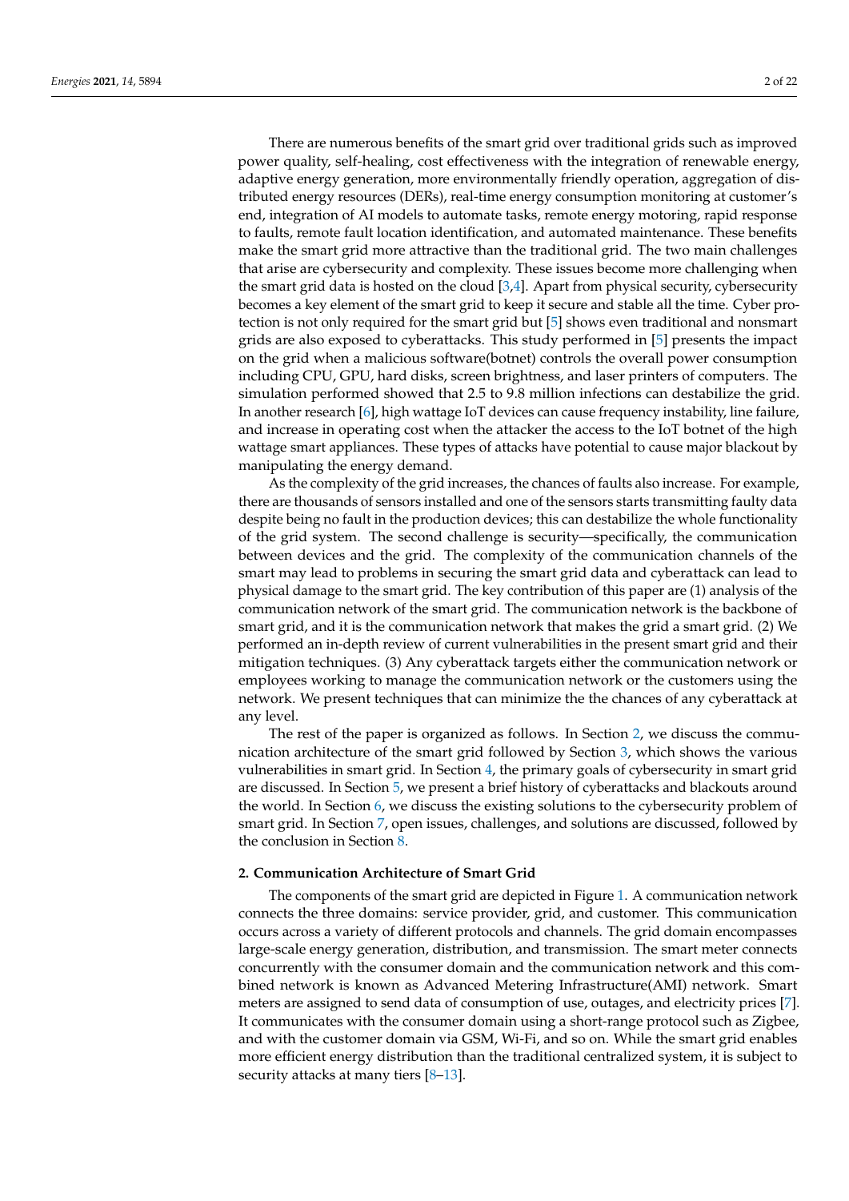There are numerous benefits of the smart grid over traditional grids such as improved power quality, self-healing, cost effectiveness with the integration of renewable energy, adaptive energy generation, more environmentally friendly operation, aggregation of distributed energy resources (DERs), real-time energy consumption monitoring at customer's end, integration of AI models to automate tasks, remote energy motoring, rapid response to faults, remote fault location identification, and automated maintenance. These benefits make the smart grid more attractive than the traditional grid. The two main challenges that arise are cybersecurity and complexity. These issues become more challenging when the smart grid data is hosted on the cloud [3,4]. Apart from physical security, cybersecurity becomes a key element of the smart grid to keep it secure and stable all the time. Cyber protection is not only required for the smart grid but [5] shows even traditional and nonsmart grids are also exposed to cyberattacks. This study performed in [5] presents the impact on the grid when a malicious software(botnet) controls the overall power consumption including CPU, GPU, hard disks, screen brightness, and laser printers of computers. The simulation performed showed that 2.5 to 9.8 million infections can destabilize the grid. In another research [6], high wattage IoT devices can cause frequency instability, line failure, and increase in operating cost when the attacker the access to the IoT botnet of the high wattage smart appliances. These types of attacks have potential to cause major blackout by manipulating the energy demand.

As the complexity of the grid increases, the chances of faults also increase. For example, there are thousands of sensors installed and one of the sensors starts transmitting faulty data despite being no fault in the production devices; this can destabilize the whole functionality of the grid system. The second challenge is security—specifically, the communication between devices and the grid. The complexity of the communication channels of the smart may lead to problems in securing the smart grid data and cyberattack can lead to physical damage to the smart grid. The key contribution of this paper are (1) analysis of the communication network of the smart grid. The communication network is the backbone of smart grid, and it is the communication network that makes the grid a smart grid. (2) We performed an in-depth review of current vulnerabilities in the present smart grid and their mitigation techniques. (3) Any cyberattack targets either the communication network or employees working to manage the communication network or the customers using the network. We present techniques that can minimize the the chances of any cyberattack at any level.

The rest of the paper is organized as follows. In Section 2, we discuss the communication architecture of the smart grid followed by Section 3, which shows the various vulnerabilities in smart grid. In Section 4, the primary goals of cybersecurity in smart grid are discussed. In Section 5, we present a brief history of cyberattacks and blackouts around the world. In Section 6, we discuss the existing solutions to the cybersecurity problem of smart grid. In Section 7, open issues, challenges, and solutions are discussed, followed by the conclusion in Section 8.

## 2. Communication Architecture of Smart Grid

The components of the smart grid are depicted in Figure 1. A communication network connects the three domains: service provider, grid, and customer. This communication occurs across a variety of different protocols and channels. The grid domain encompasses large-scale energy generation, distribution, and transmission. The smart meter connects concurrently with the consumer domain and the communication network and this combined network is known as Advanced Metering Infrastructure(AMI) network. Smart meters are assigned to send data of consumption of use, outages, and electricity prices [7]. It communicates with the consumer domain using a short-range protocol such as Zigbee, and with the customer domain via GSM, Wi-Fi, and so on. While the smart grid enables more efficient energy distribution than the traditional centralized system, it is subject to security attacks at many tiers [8–13].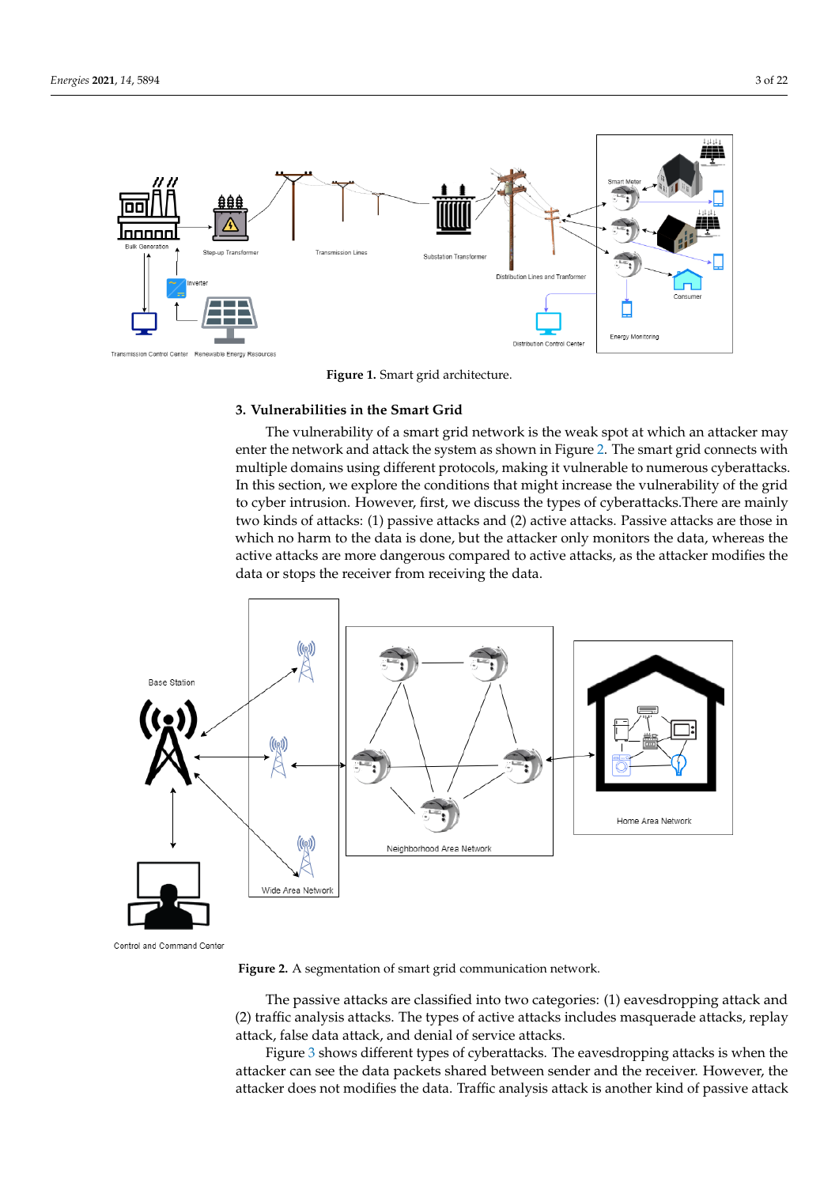Figure 1. Smart grid architecture.

## 3. Vulnerabilities in the Smart Grid

The vulnerability of a smart grid network is the weak spot at which an attacker may enter the network and attack the system as shown in Figure 2. The smart grid connects with multiple domains using different protocols, making it vulnerable to numerous cyberattacks. In this section, we explore the conditions that might increase the vulnerability of the grid to cyber intrusion. However, first, we discuss the types of cyberattacks.There are mainly two kinds of attacks: (1) passive attacks and (2) active attacks. Passive attacks are those in which no harm to the data is done, but the attacker only monitors the data, whereas the active attacks are more dangerous compared to active attacks, as the attacker modifies the data or stops the receiver from receiving the data.

Figure 2. A segmentation of smart grid communication network.

The passive attacks are classified into two categories: (1) eavesdropping attack and (2) traffic analysis attacks. The types of active attacks includes masquerade attacks, replay attack, false data attack, and denial of service attacks.

Figure 3 shows different types of cyberattacks. The eavesdropping attacks is when the attacker can see the data packets shared between sender and the receiver. However, the attacker does not modifies the data. Traffic analysis attack is another kind of passive attack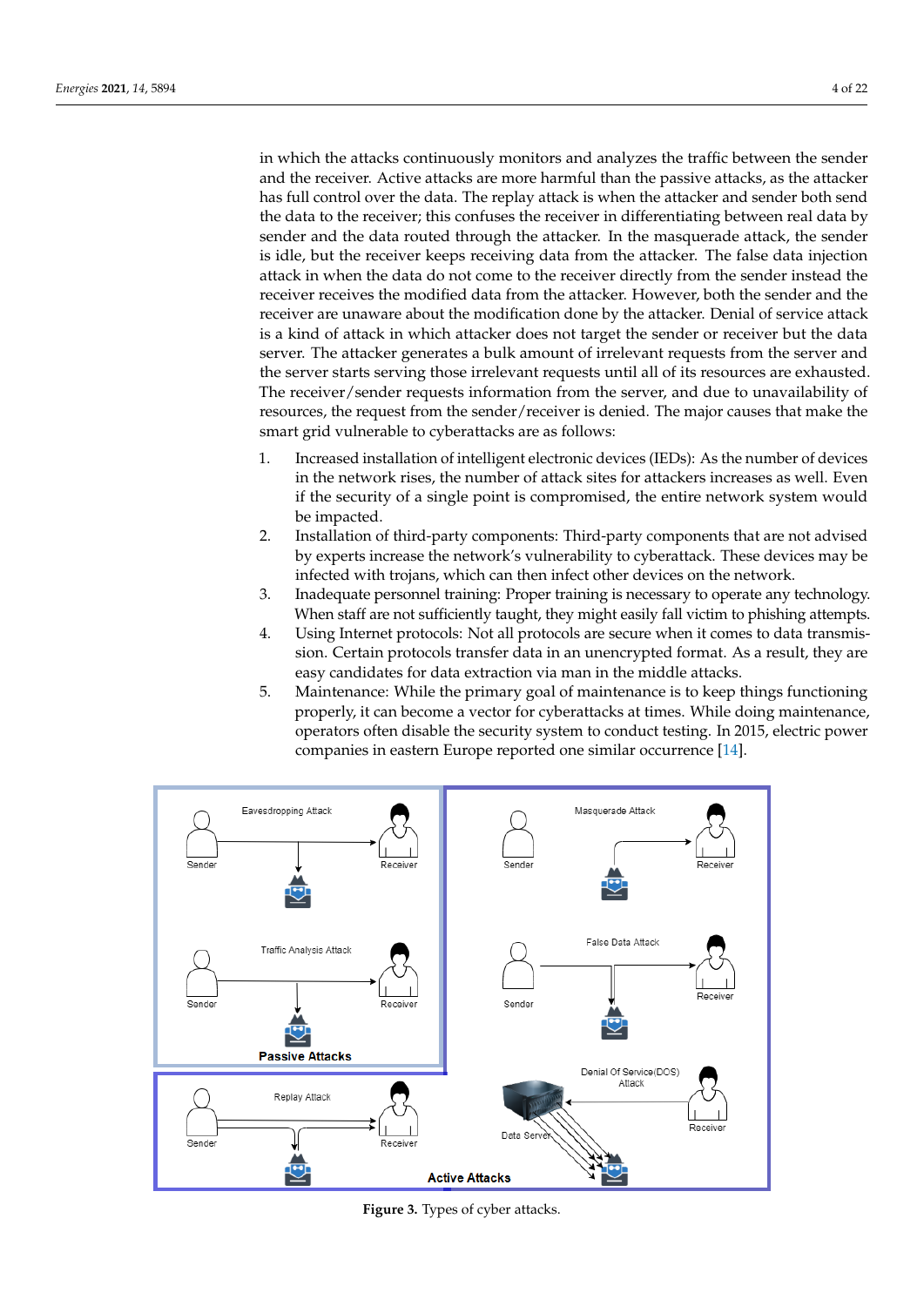in which the attacks continuously monitors and analyzes the traffic between the sender and the receiver. Active attacks are more harmful than the passive attacks, as the attacker has full control over the data. The replay attack is when the attacker and sender both send the data to the receiver; this confuses the receiver in differentiating between real data by sender and the data routed through the attacker. In the masquerade attack, the sender is idle, but the receiver keeps receiving data from the attacker. The false data injection attack in when the data do not come to the receiver directly from the sender instead the receiver receives the modified data from the attacker. However, both the sender and the receiver are unaware about the modification done by the attacker. Denial of service attack is a kind of attack in which attacker does not target the sender or receiver but the data server. The attacker generates a bulk amount of irrelevant requests from the server and the server starts serving those irrelevant requests until all of its resources are exhausted. The receiver/sender requests information from the server, and due to unavailability of resources, the request from the sender/receiver is denied. The major causes that make the smart grid vulnerable to cyberattacks are as follows:

1. Increased installation of intelligent electronic devices (IEDs): As the number of devices in the network rises, the number of attack sites for attackers increases as well. Even if the security of a single point is compromised, the entire network system would be impacted.
2. Installation of third-party components: Third-party components that are not advised by experts increase the network's vulnerability to cyberattack. These devices may be infected with trojans, which can then infect other devices on the network.
3. Inadequate personnel training: Proper training is necessary to operate any technology. When staff are not sufficiently taught, they might easily fall victim to phishing attempts.
4. Using Internet protocols: Not all protocols are secure when it comes to data transmission. Certain protocols transfer data in an unencrypted format. As a result, they are easy candidates for data extraction via man in the middle attacks.
5. Maintenance: While the primary goal of maintenance is to keep things functioning properly, it can become a vector for cyberattacks at times. While doing maintenance, operators often disable the security system to conduct testing. In 2015, electric power companies in eastern Europe reported one similar occurrence [14].

**Figure 3.** Types of cyber attacks.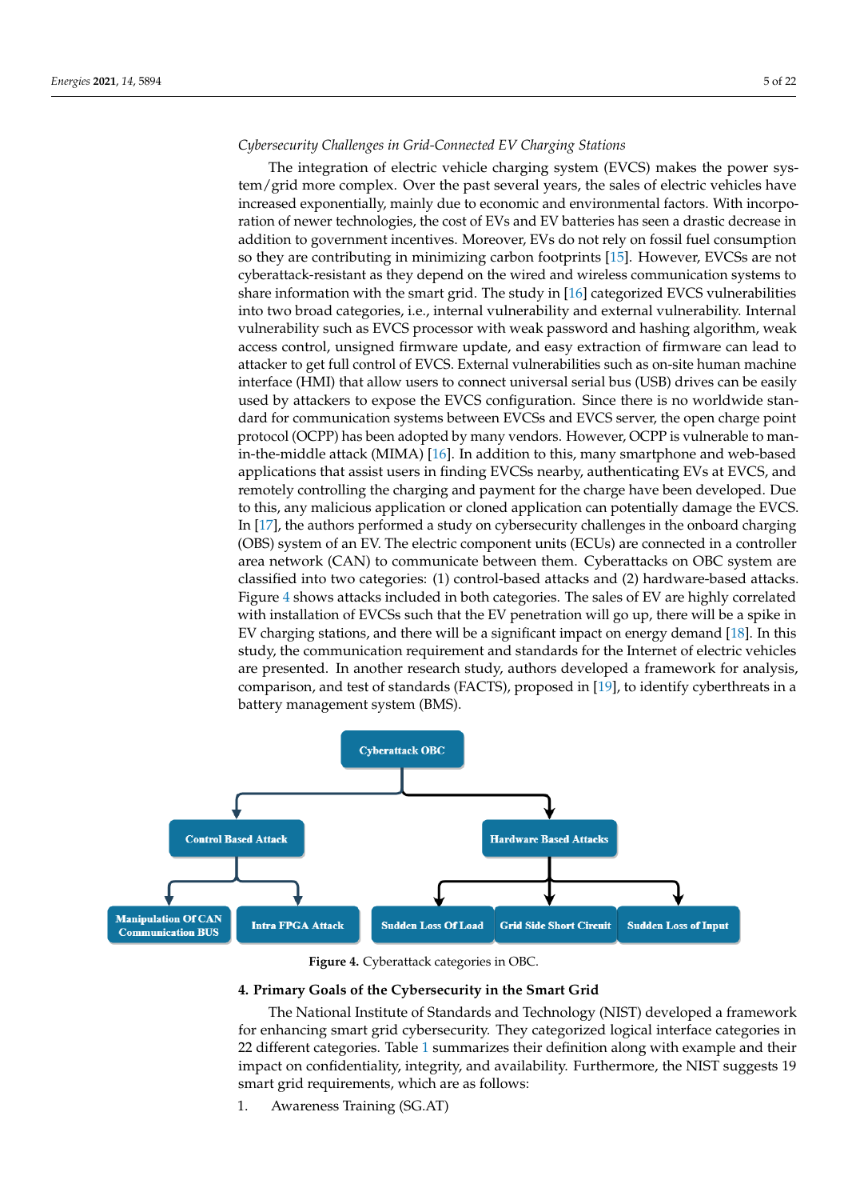*Cybersecurity Challenges in Grid-Connected EV Charging Stations*

The integration of electric vehicle charging system (EVCS) makes the power system/grid more complex. Over the past several years, the sales of electric vehicles have increased exponentially, mainly due to economic and environmental factors. With incorporation of newer technologies, the cost of EVs and EV batteries has seen a drastic decrease in addition to government incentives. Moreover, EVs do not rely on fossil fuel consumption so they are contributing in minimizing carbon footprints [15]. However, EVCSs are not cyberattack-resistant as they depend on the wired and wireless communication systems to share information with the smart grid. The study in [16] categorized EVCS vulnerabilities into two broad categories, i.e., internal vulnerability and external vulnerability. Internal vulnerability such as EVCS processor with weak password and hashing algorithm, weak access control, unsigned firmware update, and easy extraction of firmware can lead to attacker to get full control of EVCS. External vulnerabilities such as on-site human machine interface (HMI) that allow users to connect universal serial bus (USB) drives can be easily used by attackers to expose the EVCS configuration. Since there is no worldwide standard for communication systems between EVCSs and EVCS server, the open charge point protocol (OCPP) has been adopted by many vendors. However, OCPP is vulnerable to man-in-the-middle attack (MIMA) [16]. In addition to this, many smartphone and web-based applications that assist users in finding EVCSs nearby, authenticating EVs at EVCS, and remotely controlling the charging and payment for the charge have been developed. Due to this, any malicious application or cloned application can potentially damage the EVCS. In [17], the authors performed a study on cybersecurity challenges in the onboard charging (OBS) system of an EV. The electric component units (ECUs) are connected in a controller area network (CAN) to communicate between them. Cyberattacks on OBC system are classified into two categories: (1) control-based attacks and (2) hardware-based attacks. Figure 4 shows attacks included in both categories. The sales of EV are highly correlated with installation of EVCSs such that the EV penetration will go up, there will be a spike in EV charging stations, and there will be a significant impact on energy demand [18]. In this study, the communication requirement and standards for the Internet of electric vehicles are presented. In another research study, authors developed a framework for analysis, comparison, and test of standards (FACTS), proposed in [19], to identify cyberthreats in a battery management system (BMS).

**Figure 4.** Cyberattack categories in OBC.

## 4. Primary Goals of the Cybersecurity in the Smart Grid

The National Institute of Standards and Technology (NIST) developed a framework for enhancing smart grid cybersecurity. They categorized logical interface categories in 22 different categories. Table 1 summarizes their definition along with example and their impact on confidentiality, integrity, and availability. Furthermore, the NIST suggests 19 smart grid requirements, which are as follows:

1. Awareness Training (SG.AT)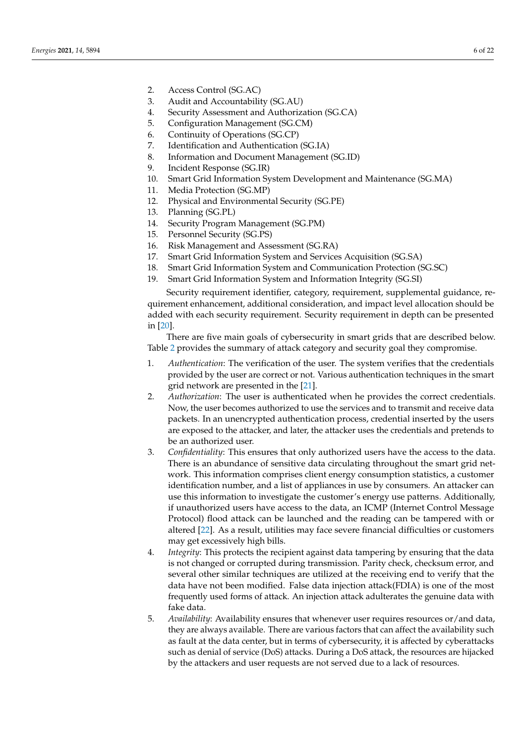2. Access Control (SG.AC)
3. Audit and Accountability (SG.AU)
4. Security Assessment and Authorization (SG.CA)
5. Configuration Management (SG.CM)
6. Continuity of Operations (SG.CP)
7. Identification and Authentication (SG.IA)
8. Information and Document Management (SG.ID)
9. Incident Response (SG.IR)
10. Smart Grid Information System Development and Maintenance (SG.MA)
11. Media Protection (SG.MP)
12. Physical and Environmental Security (SG.PE)
13. Planning (SG.PL)
14. Security Program Management (SG.PM)
15. Personnel Security (SG.PS)
16. Risk Management and Assessment (SG.RA)
17. Smart Grid Information System and Services Acquisition (SG.SA)
18. Smart Grid Information System and Communication Protection (SG.SC)
19. Smart Grid Information System and Information Integrity (SG.SI)

Security requirement identifier, category, requirement, supplemental guidance, requirement enhancement, additional consideration, and impact level allocation should be added with each security requirement. Security requirement in depth can be presented in [20].

There are five main goals of cybersecurity in smart grids that are described below. Table 2 provides the summary of attack category and security goal they compromise.

1. *Authentication*: The verification of the user. The system verifies that the credentials provided by the user are correct or not. Various authentication techniques in the smart grid network are presented in the [21].
2. *Authorization*: The user is authenticated when he provides the correct credentials. Now, the user becomes authorized to use the services and to transmit and receive data packets. In an unencrypted authentication process, credential inserted by the users are exposed to the attacker, and later, the attacker uses the credentials and pretends to be an authorized user.
3. *Confidentiality*: This ensures that only authorized users have the access to the data. There is an abundance of sensitive data circulating throughout the smart grid network. This information comprises client energy consumption statistics, a customer identification number, and a list of appliances in use by consumers. An attacker can use this information to investigate the customer's energy use patterns. Additionally, if unauthorized users have access to the data, an ICMP (Internet Control Message Protocol) flood attack can be launched and the reading can be tampered with or altered [22]. As a result, utilities may face severe financial difficulties or customers may get excessively high bills.
4. *Integrity*: This protects the recipient against data tampering by ensuring that the data is not changed or corrupted during transmission. Parity check, checksum error, and several other similar techniques are utilized at the receiving end to verify that the data have not been modified. False data injection attack(FDIA) is one of the most frequently used forms of attack. An injection attack adulterates the genuine data with fake data.
5. *Availability*: Availability ensures that whenever user requires resources or/and data, they are always available. There are various factors that can affect the availability such as fault at the data center, but in terms of cybersecurity, it is affected by cyberattacks such as denial of service (DoS) attacks. During a DoS attack, the resources are hijacked by the attackers and user requests are not served due to a lack of resources.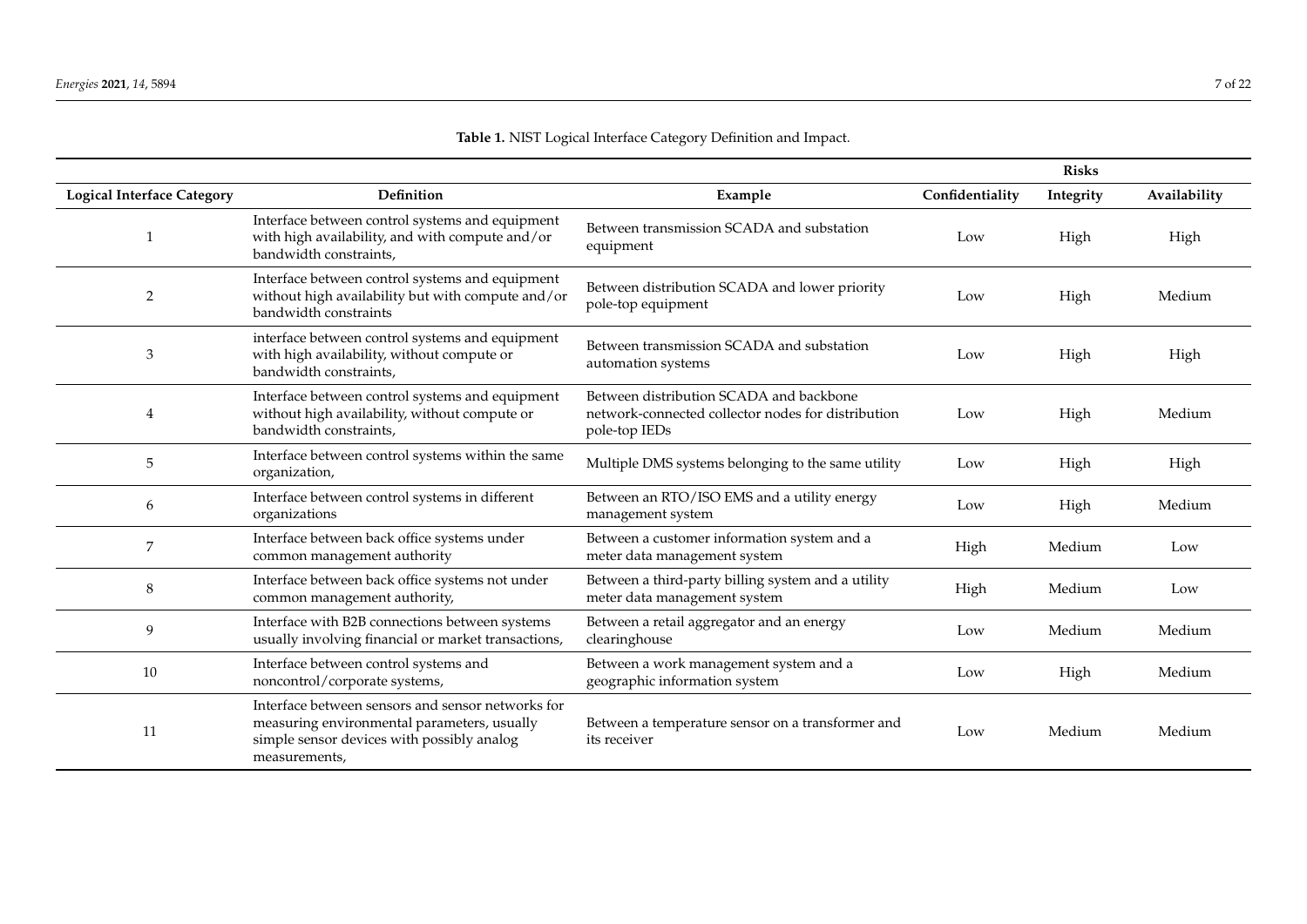**Table 1.** NIST Logical Interface Category Definition and Impact.

| Logical Interface Category | Definition | Example | Risks | | |
|---|---|---|---|---|---|
| | | | Confidentiality | Integrity | Availability |
| 1 | Interface between control systems and equipment with high availability, and with compute and/or bandwidth constraints, | Between transmission SCADA and substation equipment | Low | High | High |
| 2 | Interface between control systems and equipment without high availability but with compute and/or bandwidth constraints | Between distribution SCADA and lower priority pole-top equipment | Low | High | Medium |
| 3 | interface between control systems and equipment with high availability, without compute or bandwidth constraints, | Between transmission SCADA and substation automation systems | Low | High | High |
| 4 | Interface between control systems and equipment without high availability, without compute or bandwidth constraints, | Between distribution SCADA and backbone network-connected collector nodes for distribution pole-top IEDs | Low | High | Medium |
| 5 | Interface between control systems within the same organization, | Multiple DMS systems belonging to the same utility | Low | High | High |
| 6 | Interface between control systems in different organizations | Between an RTO/ISO EMS and a utility energy management system | Low | High | Medium |
| 7 | Interface between back office systems under common management authority | Between a customer information system and a meter data management system | High | Medium | Low |
| 8 | Interface between back office systems not under common management authority, | Between a third-party billing system and a utility meter data management system | High | Medium | Low |
| 9 | Interface with B2B connections between systems usually involving financial or market transactions, | Between a retail aggregator and an energy clearinghouse | Low | Medium | Medium |
| 10 | Interface between control systems and noncontrol/corporate systems, | Between a work management system and a geographic information system | Low | High | Medium |
| 11 | Interface between sensors and sensor networks for measuring environmental parameters, usually simple sensor devices with possibly analog measurements, | Between a temperature sensor on a transformer and its receiver | Low | Medium | Medium |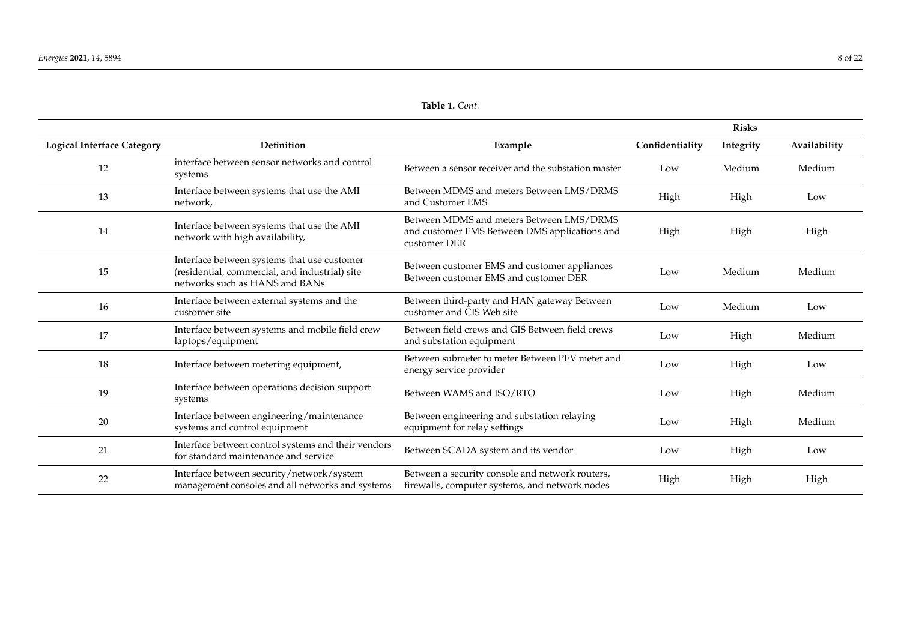**Table 1.** *Cont.*

| Logical Interface Category | Definition | Example | Risks | | |
|---|---|---|---|---|---|
| | | | Confidentiality | Integrity | Availability |
| 12 | interface between sensor networks and control systems | Between a sensor receiver and the substation master | Low | Medium | Medium |
| 13 | Interface between systems that use the AMI network, | Between MDMS and meters Between LMS/DRMS and Customer EMS | High | High | Low |
| 14 | Interface between systems that use the AMI network with high availability, | Between MDMS and meters Between LMS/DRMS and customer EMS Between DMS applications and customer DER | High | High | High |
| 15 | Interface between systems that use customer (residential, commercial, and industrial) site networks such as HANS and BANs | Between customer EMS and customer appliances Between customer EMS and customer DER | Low | Medium | Medium |
| 16 | Interface between external systems and the customer site | Between third-party and HAN gateway Between customer and CIS Web site | Low | Medium | Low |
| 17 | Interface between systems and mobile field crew laptops/equipment | Between field crews and GIS Between field crews and substation equipment | Low | High | Medium |
| 18 | Interface between metering equipment, | Between submeter to meter Between PEV meter and energy service provider | Low | High | Low |
| 19 | Interface between operations decision support systems | Between WAMS and ISO/RTO | Low | High | Medium |
| 20 | Interface between engineering/maintenance systems and control equipment | Between engineering and substation relaying equipment for relay settings | Low | High | Medium |
| 21 | Interface between control systems and their vendors for standard maintenance and service | Between SCADA system and its vendor | Low | High | Low |
| 22 | Interface between security/network/system management consoles and all networks and systems | Between a security console and network routers, firewalls, computer systems, and network nodes | High | High | High |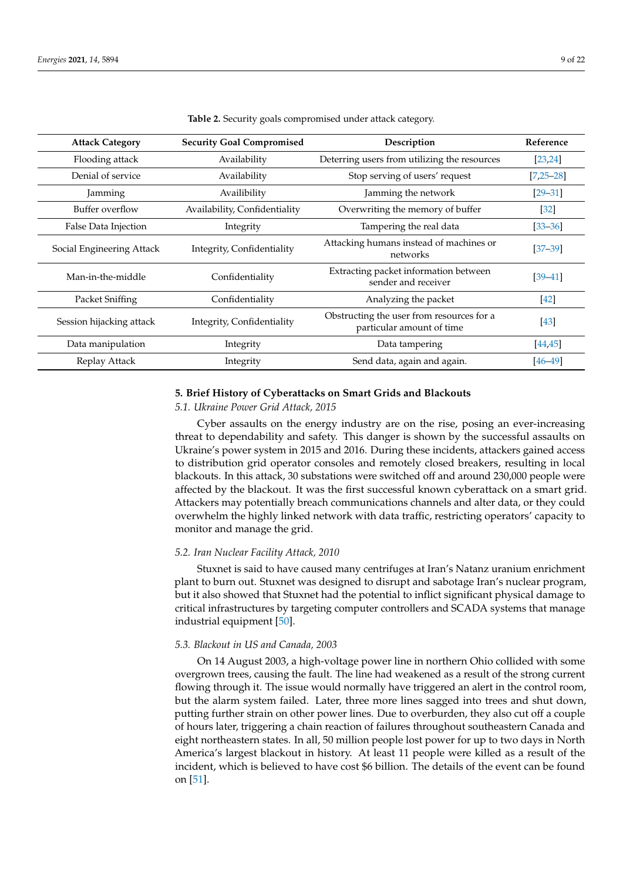**Table 2.** Security goals compromised under attack category.

| Attack Category | Security Goal Compromised | Description | Reference |
|---|---|---|---|
| Flooding attack | Availability | Deterring users from utilizing the resources | [23,24] |
| Denial of service | Availability | Stop serving of users' request | [7,25–28] |
| Jamming | Availibility | Jamming the network | [29–31] |
| Buffer overflow | Availability, Confidentiality | Overwriting the memory of buffer | [32] |
| False Data Injection | Integrity | Tampering the real data | [33–36] |
| Social Engineering Attack | Integrity, Confidentiality | Attacking humans instead of machines or networks | [37–39] |
| Man-in-the-middle | Confidentiality | Extracting packet information between sender and receiver | [39–41] |
| Packet Sniffing | Confidentiality | Analyzing the packet | [42] |
| Session hijacking attack | Integrity, Confidentiality | Obstructing the user from resources for a particular amount of time | [43] |
| Data manipulation | Integrity | Data tampering | [44,45] |
| Replay Attack | Integrity | Send data, again and again. | [46–49] |

## 5. Brief History of Cyberattacks on Smart Grids and Blackouts

### 5.1. Ukraine Power Grid Attack, 2015

Cyber assaults on the energy industry are on the rise, posing an ever-increasing threat to dependability and safety. This danger is shown by the successful assaults on Ukraine's power system in 2015 and 2016. During these incidents, attackers gained access to distribution grid operator consoles and remotely closed breakers, resulting in local blackouts. In this attack, 30 substations were switched off and around 230,000 people were affected by the blackout. It was the first successful known cyberattack on a smart grid. Attackers may potentially breach communications channels and alter data, or they could overwhelm the highly linked network with data traffic, restricting operators' capacity to monitor and manage the grid.

### 5.2. Iran Nuclear Facility Attack, 2010

Stuxnet is said to have caused many centrifuges at Iran's Natanz uranium enrichment plant to burn out. Stuxnet was designed to disrupt and sabotage Iran's nuclear program, but it also showed that Stuxnet had the potential to inflict significant physical damage to critical infrastructures by targeting computer controllers and SCADA systems that manage industrial equipment [50].

### 5.3. Blackout in US and Canada, 2003

On 14 August 2003, a high-voltage power line in northern Ohio collided with some overgrown trees, causing the fault. The line had weakened as a result of the strong current flowing through it. The issue would normally have triggered an alert in the control room, but the alarm system failed. Later, three more lines sagged into trees and shut down, putting further strain on other power lines. Due to overburden, they also cut off a couple of hours later, triggering a chain reaction of failures throughout southeastern Canada and eight northeastern states. In all, 50 million people lost power for up to two days in North America's largest blackout in history. At least 11 people were killed as a result of the incident, which is believed to have cost $6 billion. The details of the event can be found on [51].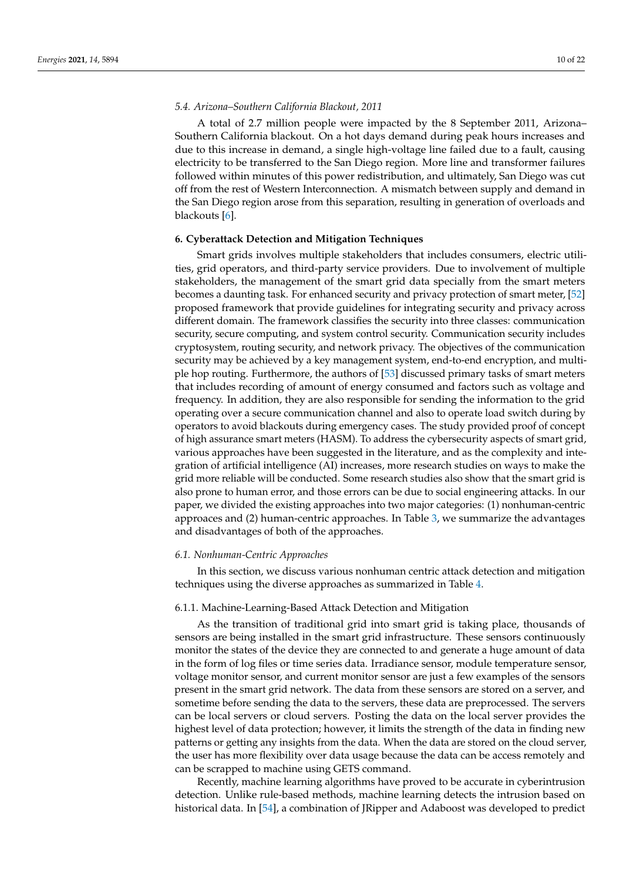### 5.4. Arizona–Southern California Blackout, 2011

A total of 2.7 million people were impacted by the 8 September 2011, Arizona–Southern California blackout. On a hot days demand during peak hours increases and due to this increase in demand, a single high-voltage line failed due to a fault, causing electricity to be transferred to the San Diego region. More line and transformer failures followed within minutes of this power redistribution, and ultimately, San Diego was cut off from the rest of Western Interconnection. A mismatch between supply and demand in the San Diego region arose from this separation, resulting in generation of overloads and blackouts [6].

## 6. Cyberattack Detection and Mitigation Techniques

Smart grids involves multiple stakeholders that includes consumers, electric utilities, grid operators, and third-party service providers. Due to involvement of multiple stakeholders, the management of the smart grid data specially from the smart meters becomes a daunting task. For enhanced security and privacy protection of smart meter, [52] proposed framework that provide guidelines for integrating security and privacy across different domain. The framework classifies the security into three classes: communication security, secure computing, and system control security. Communication security includes cryptosystem, routing security, and network privacy. The objectives of the communication security may be achieved by a key management system, end-to-end encryption, and multiple hop routing. Furthermore, the authors of [53] discussed primary tasks of smart meters that includes recording of amount of energy consumed and factors such as voltage and frequency. In addition, they are also responsible for sending the information to the grid operating over a secure communication channel and also to operate load switch during by operators to avoid blackouts during emergency cases. The study provided proof of concept of high assurance smart meters (HASM). To address the cybersecurity aspects of smart grid, various approaches have been suggested in the literature, and as the complexity and integration of artificial intelligence (AI) increases, more research studies on ways to make the grid more reliable will be conducted. Some research studies also show that the smart grid is also prone to human error, and those errors can be due to social engineering attacks. In our paper, we divided the existing approaches into two major categories: (1) nonhuman-centric approaces and (2) human-centric approaches. In Table 3, we summarize the advantages and disadvantages of both of the approaches.

### 6.1. Nonhuman-Centric Approaches

In this section, we discuss various nonhuman centric attack detection and mitigation techniques using the diverse approaches as summarized in Table 4.

#### 6.1.1. Machine-Learning-Based Attack Detection and Mitigation

As the transition of traditional grid into smart grid is taking place, thousands of sensors are being installed in the smart grid infrastructure. These sensors continuously monitor the states of the device they are connected to and generate a huge amount of data in the form of log files or time series data. Irradiance sensor, module temperature sensor, voltage monitor sensor, and current monitor sensor are just a few examples of the sensors present in the smart grid network. The data from these sensors are stored on a server, and sometime before sending the data to the servers, these data are preprocessed. The servers can be local servers or cloud servers. Posting the data on the local server provides the highest level of data protection; however, it limits the strength of the data in finding new patterns or getting any insights from the data. When the data are stored on the cloud server, the user has more flexibility over data usage because the data can be access remotely and can be scrapped to machine using GETS command.

Recently, machine learning algorithms have proved to be accurate in cyberintrusion detection. Unlike rule-based methods, machine learning detects the intrusion based on historical data. In [54], a combination of JRipper and Adaboost was developed to predict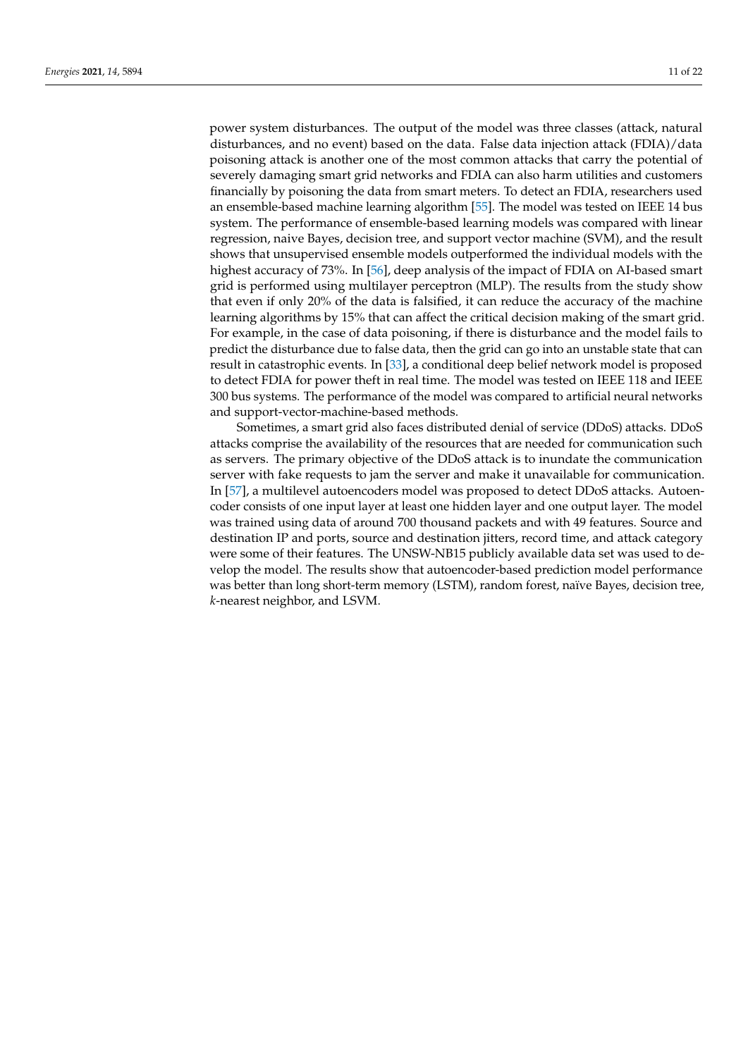power system disturbances. The output of the model was three classes (attack, natural disturbances, and no event) based on the data. False data injection attack (FDIA)/data poisoning attack is another one of the most common attacks that carry the potential of severely damaging smart grid networks and FDIA can also harm utilities and customers financially by poisoning the data from smart meters. To detect an FDIA, researchers used an ensemble-based machine learning algorithm [55]. The model was tested on IEEE 14 bus system. The performance of ensemble-based learning models was compared with linear regression, naive Bayes, decision tree, and support vector machine (SVM), and the result shows that unsupervised ensemble models outperformed the individual models with the highest accuracy of 73%. In [56], deep analysis of the impact of FDIA on AI-based smart grid is performed using multilayer perceptron (MLP). The results from the study show that even if only 20% of the data is falsified, it can reduce the accuracy of the machine learning algorithms by 15% that can affect the critical decision making of the smart grid. For example, in the case of data poisoning, if there is disturbance and the model fails to predict the disturbance due to false data, then the grid can go into an unstable state that can result in catastrophic events. In [33], a conditional deep belief network model is proposed to detect FDIA for power theft in real time. The model was tested on IEEE 118 and IEEE 300 bus systems. The performance of the model was compared to artificial neural networks and support-vector-machine-based methods.

Sometimes, a smart grid also faces distributed denial of service (DDoS) attacks. DDoS attacks comprise the availability of the resources that are needed for communication such as servers. The primary objective of the DDoS attack is to inundate the communication server with fake requests to jam the server and make it unavailable for communication. In [57], a multilevel autoencoders model was proposed to detect DDoS attacks. Autoencoder consists of one input layer at least one hidden layer and one output layer. The model was trained using data of around 700 thousand packets and with 49 features. Source and destination IP and ports, source and destination jitters, record time, and attack category were some of their features. The UNSW-NB15 publicly available data set was used to develop the model. The results show that autoencoder-based prediction model performance was better than long short-term memory (LSTM), random forest, naïve Bayes, decision tree, *k*-nearest neighbor, and LSVM.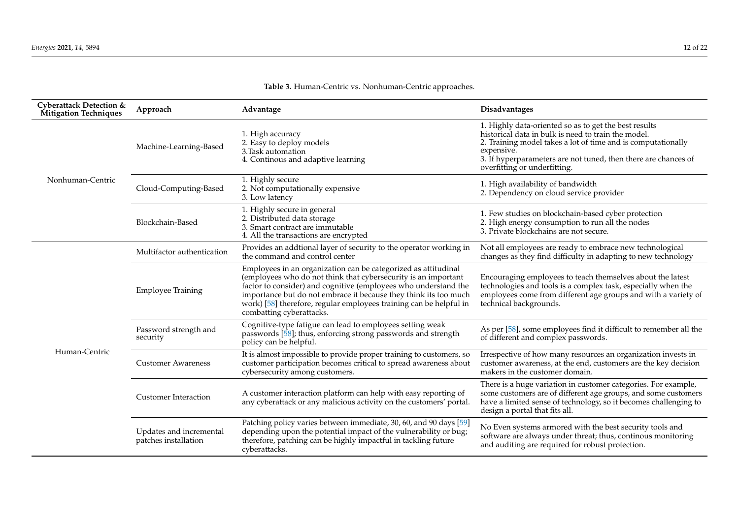**Table 3.** Human-Centric vs. Nonhuman-Centric approaches.

| Cyberattack Detection & Mitigation Techniques | Approach | Advantage | Disadvantages |
|---|---|---|---|
| Nonhuman-Centric | Machine-Learning-Based | 1. High accuracy<br>2. Easy to deploy models<br>3.Task automation<br>4. Continous and adaptive learning | 1. Highly data-oriented so as to get the best results historical data in bulk is need to train the model.<br>2. Training model takes a lot of time and is computationally expensive.<br>3. If hyperparameters are not tuned, then there are chances of overfitting or underfitting. |
| | Cloud-Computing-Based | 1. Highly secure<br>2. Not computationally expensive<br>3. Low latency | 1. High availability of bandwidth<br>2. Dependency on cloud service provider |
| | Blockchain-Based | 1. Highly secure in general<br>2. Distributed data storage<br>3. Smart contract are immutable<br>4. All the transactions are encrypted | 1. Few studies on blockchain-based cyber protection<br>2. High energy consumption to run all the nodes<br>3. Private blockchains are not secure. |
| Human-Centric | Multifactor authentication | Provides an addtional layer of security to the operator working in the command and control center | Not all employees are ready to embrace new technological changes as they find difficulty in adapting to new technology |
| | Employee Training | Employees in an organization can be categorized as attitudinal (employees who do not think that cybersecurity is an important factor to consider) and cognitive (employees who understand the importance but do not embrace it because they think its too much work) [58] therefore, regular employees training can be helpful in combatting cyberattacks. | Encouraging employees to teach themselves about the latest technologies and tools is a complex task, especially when the employees come from different age groups and with a variety of technical backgrounds. |
| | Password strength and security | Cognitive-type fatigue can lead to employees setting weak passwords [58]; thus, enforcing strong passwords and strength policy can be helpful. | As per [58], some employees find it difficult to remember all the of different and complex passwords. |
| | Customer Awareness | It is almost impossible to provide proper training to customers, so customer participation becomes critical to spread awareness about cybersecurity among customers. | Irrespective of how many resources an organization invests in customer awareness, at the end, customers are the key decision makers in the customer domain. |
| | Customer Interaction | A customer interaction platform can help with easy reporting of any cyberattack or any malicious activity on the customers' portal. | There is a huge variation in customer categories. For example, some customers are of different age groups, and some customers have a limited sense of technology, so it becomes challenging to design a portal that fits all. |
| | Updates and incremental patches installation | Patching policy varies between immediate, 30, 60, and 90 days [59] depending upon the potential impact of the vulnerability or bug; therefore, patching can be highly impactful in tackling future cyberattacks. | No Even systems armored with the best security tools and software are always under threat; thus, continous monitoring and auditing are required for robust protection. |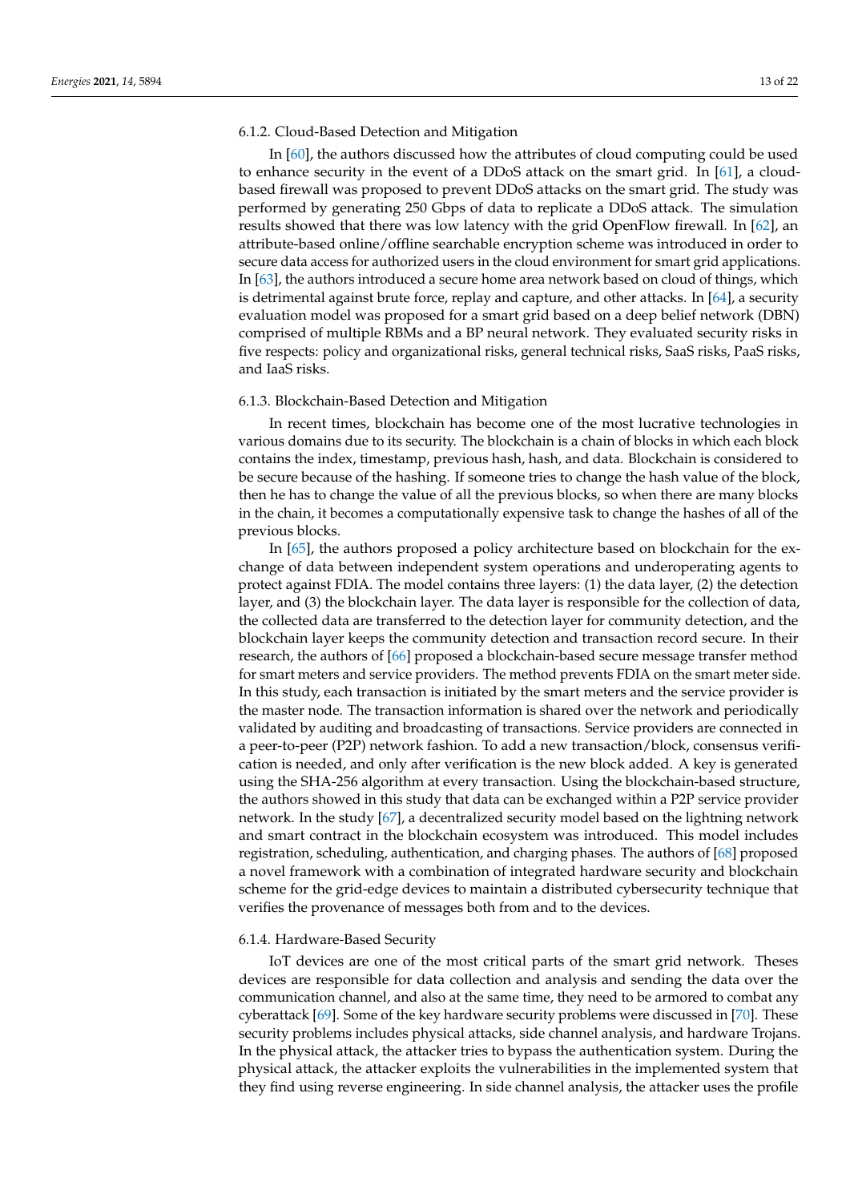#### 6.1.2. Cloud-Based Detection and Mitigation

In [60], the authors discussed how the attributes of cloud computing could be used to enhance security in the event of a DDoS attack on the smart grid. In [61], a cloud-based firewall was proposed to prevent DDoS attacks on the smart grid. The study was performed by generating 250 Gbps of data to replicate a DDoS attack. The simulation results showed that there was low latency with the grid OpenFlow firewall. In [62], an attribute-based online/offline searchable encryption scheme was introduced in order to secure data access for authorized users in the cloud environment for smart grid applications. In [63], the authors introduced a secure home area network based on cloud of things, which is detrimental against brute force, replay and capture, and other attacks. In [64], a security evaluation model was proposed for a smart grid based on a deep belief network (DBN) comprised of multiple RBMs and a BP neural network. They evaluated security risks in five respects: policy and organizational risks, general technical risks, SaaS risks, PaaS risks, and IaaS risks.

#### 6.1.3. Blockchain-Based Detection and Mitigation

In recent times, blockchain has become one of the most lucrative technologies in various domains due to its security. The blockchain is a chain of blocks in which each block contains the index, timestamp, previous hash, hash, and data. Blockchain is considered to be secure because of the hashing. If someone tries to change the hash value of the block, then he has to change the value of all the previous blocks, so when there are many blocks in the chain, it becomes a computationally expensive task to change the hashes of all of the previous blocks.

In [65], the authors proposed a policy architecture based on blockchain for the exchange of data between independent system operations and underoperating agents to protect against FDIA. The model contains three layers: (1) the data layer, (2) the detection layer, and (3) the blockchain layer. The data layer is responsible for the collection of data, the collected data are transferred to the detection layer for community detection, and the blockchain layer keeps the community detection and transaction record secure. In their research, the authors of [66] proposed a blockchain-based secure message transfer method for smart meters and service providers. The method prevents FDIA on the smart meter side. In this study, each transaction is initiated by the smart meters and the service provider is the master node. The transaction information is shared over the network and periodically validated by auditing and broadcasting of transactions. Service providers are connected in a peer-to-peer (P2P) network fashion. To add a new transaction/block, consensus verification is needed, and only after verification is the new block added. A key is generated using the SHA-256 algorithm at every transaction. Using the blockchain-based structure, the authors showed in this study that data can be exchanged within a P2P service provider network. In the study [67], a decentralized security model based on the lightning network and smart contract in the blockchain ecosystem was introduced. This model includes registration, scheduling, authentication, and charging phases. The authors of [68] proposed a novel framework with a combination of integrated hardware security and blockchain scheme for the grid-edge devices to maintain a distributed cybersecurity technique that verifies the provenance of messages both from and to the devices.

#### 6.1.4. Hardware-Based Security

IoT devices are one of the most critical parts of the smart grid network. Theses devices are responsible for data collection and analysis and sending the data over the communication channel, and also at the same time, they need to be armored to combat any cyberattack [69]. Some of the key hardware security problems were discussed in [70]. These security problems includes physical attacks, side channel analysis, and hardware Trojans. In the physical attack, the attacker tries to bypass the authentication system. During the physical attack, the attacker exploits the vulnerabilities in the implemented system that they find using reverse engineering. In side channel analysis, the attacker uses the profile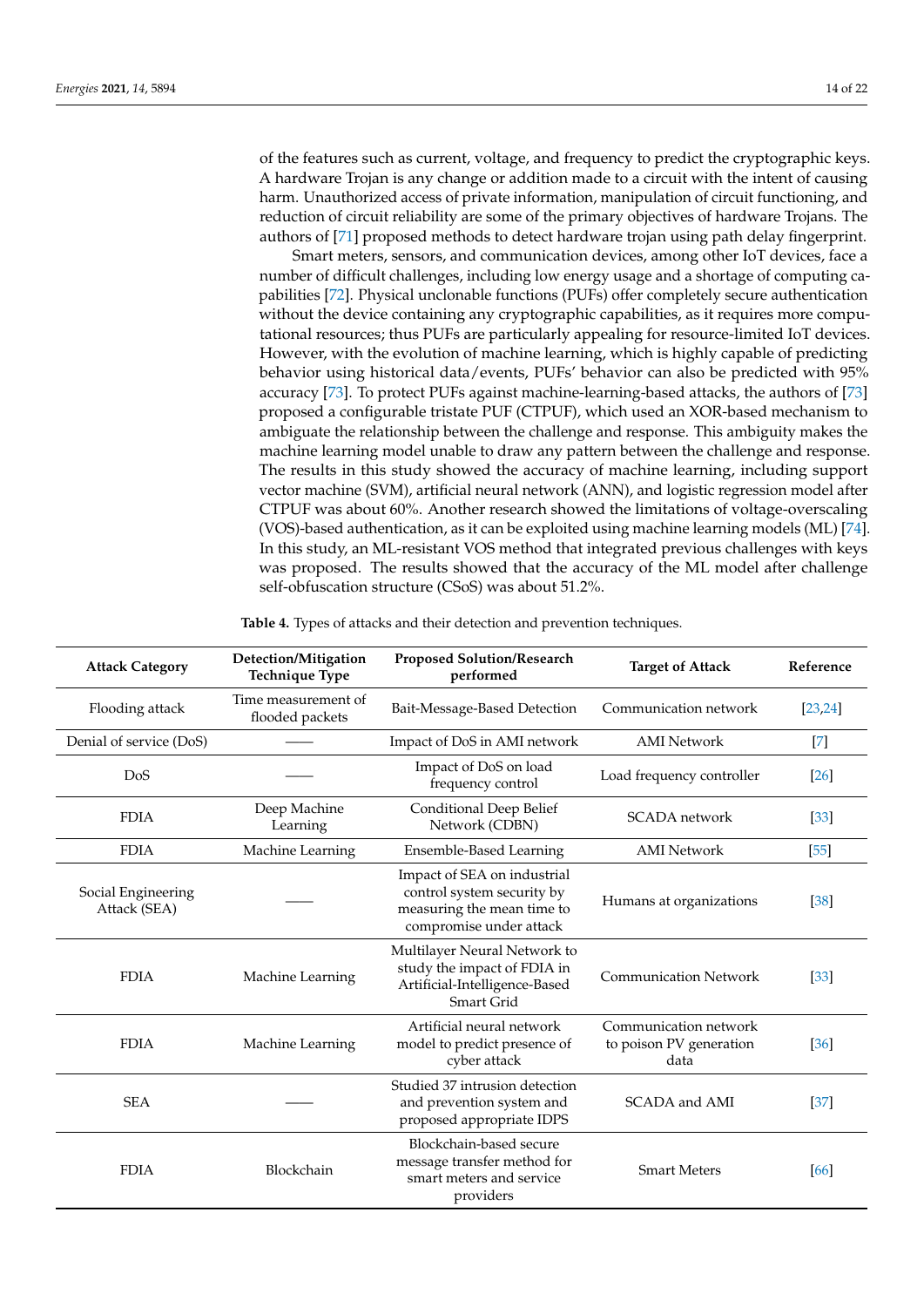of the features such as current, voltage, and frequency to predict the cryptographic keys. A hardware Trojan is any change or addition made to a circuit with the intent of causing harm. Unauthorized access of private information, manipulation of circuit functioning, and reduction of circuit reliability are some of the primary objectives of hardware Trojans. The authors of [71] proposed methods to detect hardware trojan using path delay fingerprint.

Smart meters, sensors, and communication devices, among other IoT devices, face a number of difficult challenges, including low energy usage and a shortage of computing capabilities [72]. Physical unclonable functions (PUFs) offer completely secure authentication without the device containing any cryptographic capabilities, as it requires more computational resources; thus PUFs are particularly appealing for resource-limited IoT devices. However, with the evolution of machine learning, which is highly capable of predicting behavior using historical data/events, PUFs' behavior can also be predicted with 95% accuracy [73]. To protect PUFs against machine-learning-based attacks, the authors of [73] proposed a configurable tristate PUF (CTPUF), which used an XOR-based mechanism to ambiguate the relationship between the challenge and response. This ambiguity makes the machine learning model unable to draw any pattern between the challenge and response. The results in this study showed the accuracy of machine learning, including support vector machine (SVM), artificial neural network (ANN), and logistic regression model after CTPUF was about 60%. Another research showed the limitations of voltage-overscaling (VOS)-based authentication, as it can be exploited using machine learning models (ML) [74]. In this study, an ML-resistant VOS method that integrated previous challenges with keys was proposed. The results showed that the accuracy of the ML model after challenge self-obfuscation structure (CSoS) was about 51.2%.

**Table 4.** Types of attacks and their detection and prevention techniques.

| Attack Category | Detection/Mitigation Technique Type | Proposed Solution/Research performed | Target of Attack | Reference |
|---|---|---|---|---|
| Flooding attack | Time measurement of flooded packets | Bait-Message-Based Detection | Communication network | [23,24] |
| Denial of service (DoS) | —— | Impact of DoS in AMI network | AMI Network | [7] |
| DoS | —— | Impact of DoS on load frequency control | Load frequency controller | [26] |
| FDIA | Deep Machine Learning | Conditional Deep Belief Network (CDBN) | SCADA network | [33] |
| FDIA | Machine Learning | Ensemble-Based Learning | AMI Network | [55] |
| Social Engineering Attack (SEA) | —— | Impact of SEA on industrial control system security by measuring the mean time to compromise under attack | Humans at organizations | [38] |
| FDIA | Machine Learning | Multilayer Neural Network to study the impact of FDIA in Artificial-Intelligence-Based Smart Grid | Communication Network | [33] |
| FDIA | Machine Learning | Artificial neural network model to predict presence of cyber attack | Communication network to poison PV generation data | [36] |
| SEA | —— | Studied 37 intrusion detection and prevention system and proposed appropriate IDPS | SCADA and AMI | [37] |
| FDIA | Blockchain | Blockchain-based secure message transfer method for smart meters and service providers | Smart Meters | [66] |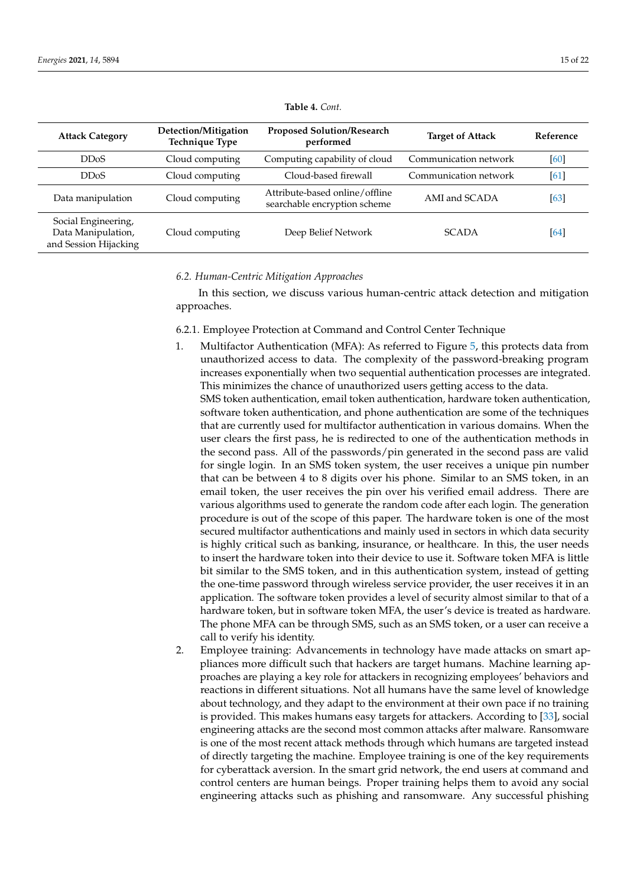**Table 4.** *Cont.*

| Attack Category | Detection/Mitigation Technique Type | Proposed Solution/Research performed | Target of Attack | Reference |
|---|---|---|---|---|
| DDoS | Cloud computing | Computing capability of cloud | Communication network | [60] |
| DDoS | Cloud computing | Cloud-based firewall | Communication network | [61] |
| Data manipulation | Cloud computing | Attribute-based online/offline searchable encryption scheme | AMI and SCADA | [63] |
| Social Engineering, Data Manipulation, and Session Hijacking | Cloud computing | Deep Belief Network | SCADA | [64] |

### *6.2. Human-Centric Mitigation Approaches*

In this section, we discuss various human-centric attack detection and mitigation approaches.

#### 6.2.1. Employee Protection at Command and Control Center Technique

1. Multifactor Authentication (MFA): As referred to Figure 5, this protects data from unauthorized access to data. The complexity of the password-breaking program increases exponentially when two sequential authentication processes are integrated. This minimizes the chance of unauthorized users getting access to the data.
   SMS token authentication, email token authentication, hardware token authentication, software token authentication, and phone authentication are some of the techniques that are currently used for multifactor authentication in various domains. When the user clears the first pass, he is redirected to one of the authentication methods in the second pass. All of the passwords/pin generated in the second pass are valid for single login. In an SMS token system, the user receives a unique pin number that can be between 4 to 8 digits over his phone. Similar to an SMS token, in an email token, the user receives the pin over his verified email address. There are various algorithms used to generate the random code after each login. The generation procedure is out of the scope of this paper. The hardware token is one of the most secured multifactor authentications and mainly used in sectors in which data security is highly critical such as banking, insurance, or healthcare. In this, the user needs to insert the hardware token into their device to use it. Software token MFA is little bit similar to the SMS token, and in this authentication system, instead of getting the one-time password through wireless service provider, the user receives it in an application. The software token provides a level of security almost similar to that of a hardware token, but in software token MFA, the user's device is treated as hardware. The phone MFA can be through SMS, such as an SMS token, or a user can receive a call to verify his identity.
2. Employee training: Advancements in technology have made attacks on smart appliances more difficult such that hackers are target humans. Machine learning approaches are playing a key role for attackers in recognizing employees' behaviors and reactions in different situations. Not all humans have the same level of knowledge about technology, and they adapt to the environment at their own pace if no training is provided. This makes humans easy targets for attackers. According to [33], social engineering attacks are the second most common attacks after malware. Ransomware is one of the most recent attack methods through which humans are targeted instead of directly targeting the machine. Employee training is one of the key requirements for cyberattack aversion. In the smart grid network, the end users at command and control centers are human beings. Proper training helps them to avoid any social engineering attacks such as phishing and ransomware. Any successful phishing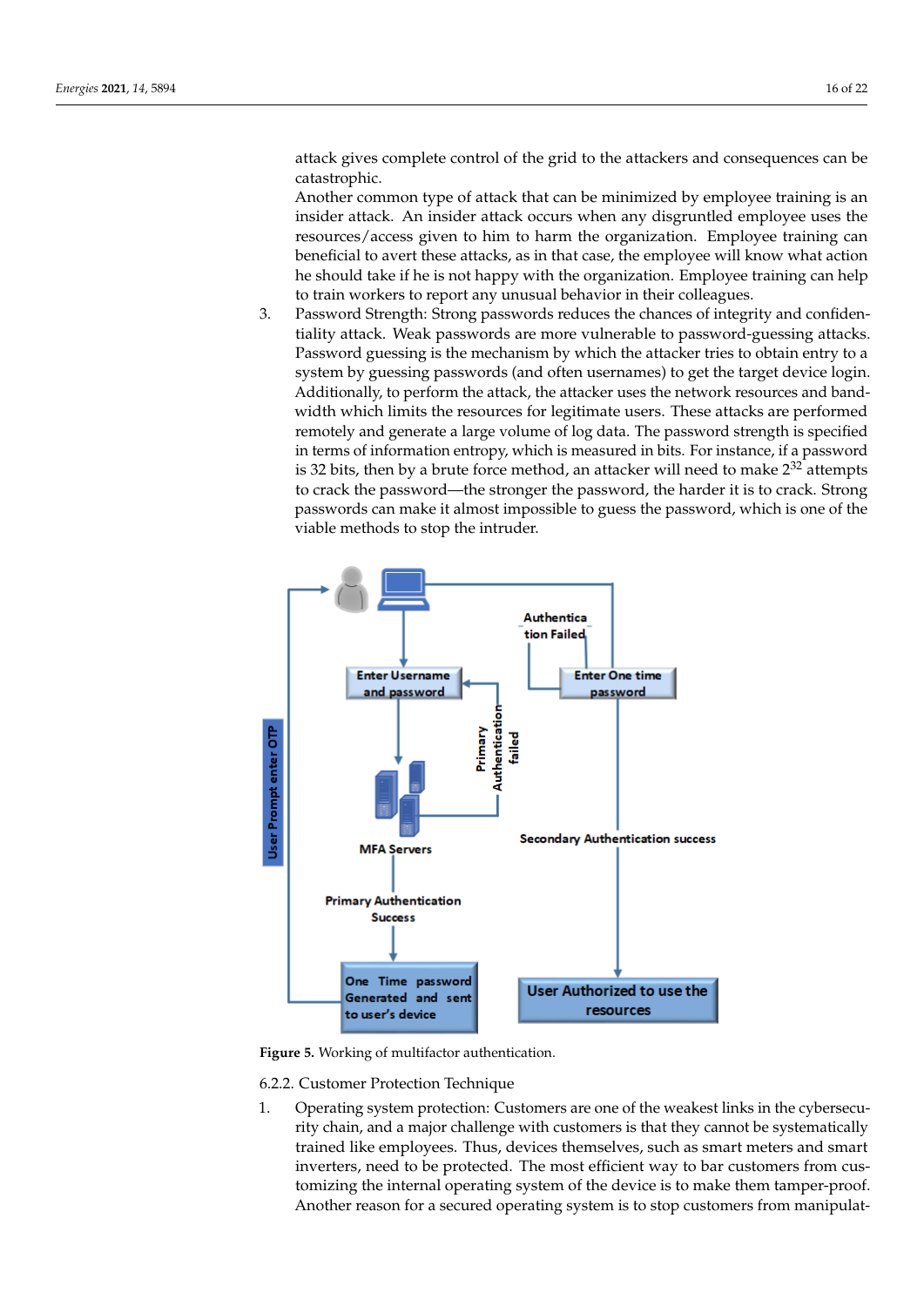attack gives complete control of the grid to the attackers and consequences can be catastrophic.

Another common type of attack that can be minimized by employee training is an insider attack. An insider attack occurs when any disgruntled employee uses the resources/access given to him to harm the organization. Employee training can beneficial to avert these attacks, as in that case, the employee will know what action he should take if he is not happy with the organization. Employee training can help to train workers to report any unusual behavior in their colleagues.

3. Password Strength: Strong passwords reduces the chances of integrity and confidentiality attack. Weak passwords are more vulnerable to password-guessing attacks. Password guessing is the mechanism by which the attacker tries to obtain entry to a system by guessing passwords (and often usernames) to get the target device login. Additionally, to perform the attack, the attacker uses the network resources and bandwidth which limits the resources for legitimate users. These attacks are performed remotely and generate a large volume of log data. The password strength is specified in terms of information entropy, which is measured in bits. For instance, if a password is 32 bits, then by a brute force method, an attacker will need to make $2^{32}$ attempts to crack the password—the stronger the password, the harder it is to crack. Strong passwords can make it almost impossible to guess the password, which is one of the viable methods to stop the intruder.

**Figure 5.** Working of multifactor authentication.

6.2.2. Customer Protection Technique

1. Operating system protection: Customers are one of the weakest links in the cybersecurity chain, and a major challenge with customers is that they cannot be systematically trained like employees. Thus, devices themselves, such as smart meters and smart inverters, need to be protected. The most efficient way to bar customers from customizing the internal operating system of the device is to make them tamper-proof. Another reason for a secured operating system is to stop customers from manipulat-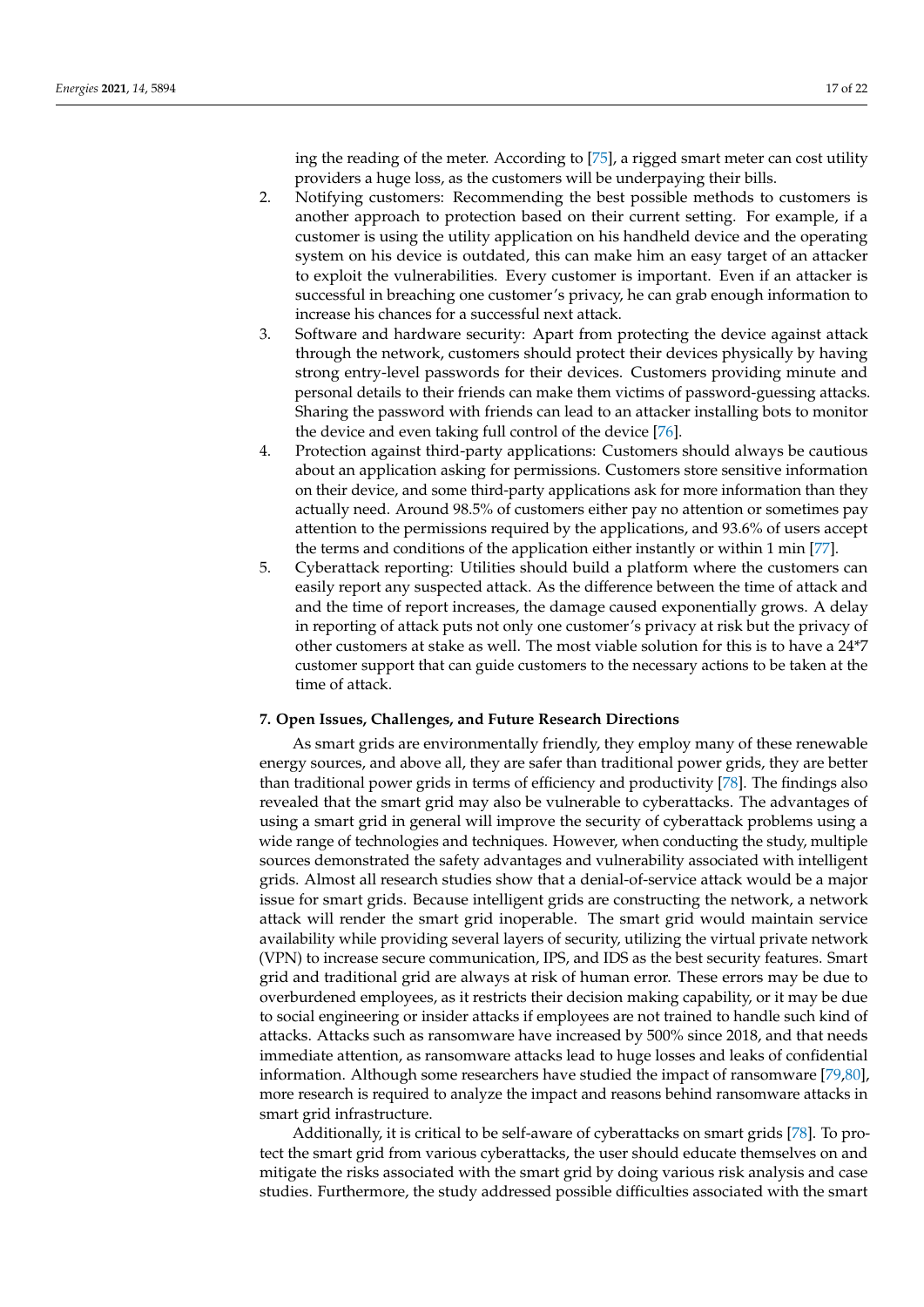ing the reading of the meter. According to [75], a rigged smart meter can cost utility providers a huge loss, as the customers will be underpaying their bills.

2. Notifying customers: Recommending the best possible methods to customers is another approach to protection based on their current setting. For example, if a customer is using the utility application on his handheld device and the operating system on his device is outdated, this can make him an easy target of an attacker to exploit the vulnerabilities. Every customer is important. Even if an attacker is successful in breaching one customer's privacy, he can grab enough information to increase his chances for a successful next attack.
3. Software and hardware security: Apart from protecting the device against attack through the network, customers should protect their devices physically by having strong entry-level passwords for their devices. Customers providing minute and personal details to their friends can make them victims of password-guessing attacks. Sharing the password with friends can lead to an attacker installing bots to monitor the device and even taking full control of the device [76].
4. Protection against third-party applications: Customers should always be cautious about an application asking for permissions. Customers store sensitive information on their device, and some third-party applications ask for more information than they actually need. Around 98.5% of customers either pay no attention or sometimes pay attention to the permissions required by the applications, and 93.6% of users accept the terms and conditions of the application either instantly or within 1 min [77].
5. Cyberattack reporting: Utilities should build a platform where the customers can easily report any suspected attack. As the difference between the time of attack and and the time of report increases, the damage caused exponentially grows. A delay in reporting of attack puts not only one customer's privacy at risk but the privacy of other customers at stake as well. The most viable solution for this is to have a 24*7 customer support that can guide customers to the necessary actions to be taken at the time of attack.

## 7. Open Issues, Challenges, and Future Research Directions

As smart grids are environmentally friendly, they employ many of these renewable energy sources, and above all, they are safer than traditional power grids, they are better than traditional power grids in terms of efficiency and productivity [78]. The findings also revealed that the smart grid may also be vulnerable to cyberattacks. The advantages of using a smart grid in general will improve the security of cyberattack problems using a wide range of technologies and techniques. However, when conducting the study, multiple sources demonstrated the safety advantages and vulnerability associated with intelligent grids. Almost all research studies show that a denial-of-service attack would be a major issue for smart grids. Because intelligent grids are constructing the network, a network attack will render the smart grid inoperable. The smart grid would maintain service availability while providing several layers of security, utilizing the virtual private network (VPN) to increase secure communication, IPS, and IDS as the best security features. Smart grid and traditional grid are always at risk of human error. These errors may be due to overburdened employees, as it restricts their decision making capability, or it may be due to social engineering or insider attacks if employees are not trained to handle such kind of attacks. Attacks such as ransomware have increased by 500% since 2018, and that needs immediate attention, as ransomware attacks lead to huge losses and leaks of confidential information. Although some researchers have studied the impact of ransomware [79,80], more research is required to analyze the impact and reasons behind ransomware attacks in smart grid infrastructure.

Additionally, it is critical to be self-aware of cyberattacks on smart grids [78]. To protect the smart grid from various cyberattacks, the user should educate themselves on and mitigate the risks associated with the smart grid by doing various risk analysis and case studies. Furthermore, the study addressed possible difficulties associated with the smart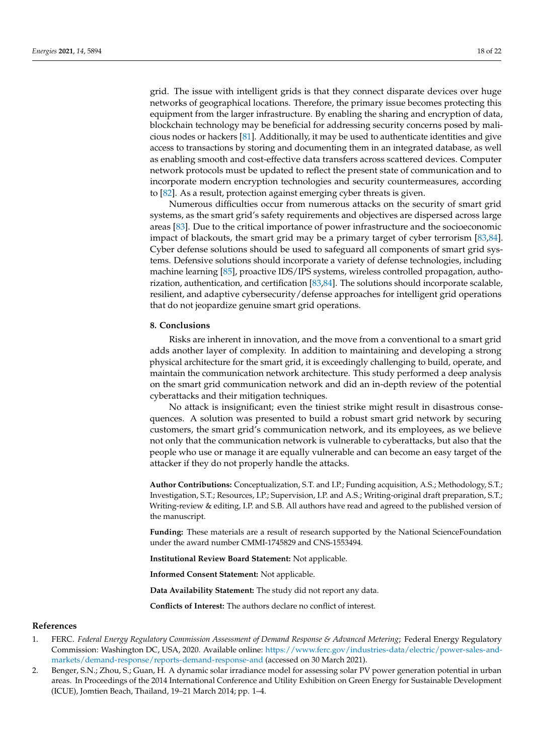grid. The issue with intelligent grids is that they connect disparate devices over huge networks of geographical locations. Therefore, the primary issue becomes protecting this equipment from the larger infrastructure. By enabling the sharing and encryption of data, blockchain technology may be beneficial for addressing security concerns posed by malicious nodes or hackers [81]. Additionally, it may be used to authenticate identities and give access to transactions by storing and documenting them in an integrated database, as well as enabling smooth and cost-effective data transfers across scattered devices. Computer network protocols must be updated to reflect the present state of communication and to incorporate modern encryption technologies and security countermeasures, according to [82]. As a result, protection against emerging cyber threats is given.

Numerous difficulties occur from numerous attacks on the security of smart grid systems, as the smart grid's safety requirements and objectives are dispersed across large areas [83]. Due to the critical importance of power infrastructure and the socioeconomic impact of blackouts, the smart grid may be a primary target of cyber terrorism [83,84]. Cyber defense solutions should be used to safeguard all components of smart grid systems. Defensive solutions should incorporate a variety of defense technologies, including machine learning [85], proactive IDS/IPS systems, wireless controlled propagation, authorization, authentication, and certification [83,84]. The solutions should incorporate scalable, resilient, and adaptive cybersecurity/defense approaches for intelligent grid operations that do not jeopardize genuine smart grid operations.

## 8. Conclusions

Risks are inherent in innovation, and the move from a conventional to a smart grid adds another layer of complexity. In addition to maintaining and developing a strong physical architecture for the smart grid, it is exceedingly challenging to build, operate, and maintain the communication network architecture. This study performed a deep analysis on the smart grid communication network and did an in-depth review of the potential cyberattacks and their mitigation techniques.

No attack is insignificant; even the tiniest strike might result in disastrous consequences. A solution was presented to build a robust smart grid network by securing customers, the smart grid's communication network, and its employees, as we believe not only that the communication network is vulnerable to cyberattacks, but also that the people who use or manage it are equally vulnerable and can become an easy target of the attacker if they do not properly handle the attacks.

**Author Contributions:** Conceptualization, S.T. and I.P.; Funding acquisition, A.S.; Methodology, S.T.; Investigation, S.T.; Resources, I.P.; Supervision, I.P. and A.S.; Writing-original draft preparation, S.T.; Writing-review & editing, I.P. and S.B. All authors have read and agreed to the published version of the manuscript.

**Funding:** These materials are a result of research supported by the National ScienceFoundation under the award number CMMI-1745829 and CNS-1553494.

**Institutional Review Board Statement:** Not applicable.

**Informed Consent Statement:** Not applicable.

**Data Availability Statement:** The study did not report any data.

**Conflicts of Interest:** The authors declare no conflict of interest.

## References

1. FERC. *Federal Energy Regulatory Commission Assessment of Demand Response & Advanced Metering*; Federal Energy Regulatory Commission: Washington DC, USA, 2020. Available online: https://www.ferc.gov/industries-data/electric/power-sales-and-markets/demand-response/reports-demand-response-and (accessed on 30 March 2021).
2. Benger, S.N.; Zhou, S.; Guan, H. A dynamic solar irradiance model for assessing solar PV power generation potential in urban areas. In Proceedings of the 2014 International Conference and Utility Exhibition on Green Energy for Sustainable Development (ICUE), Jomtien Beach, Thailand, 19–21 March 2014; pp. 1–4.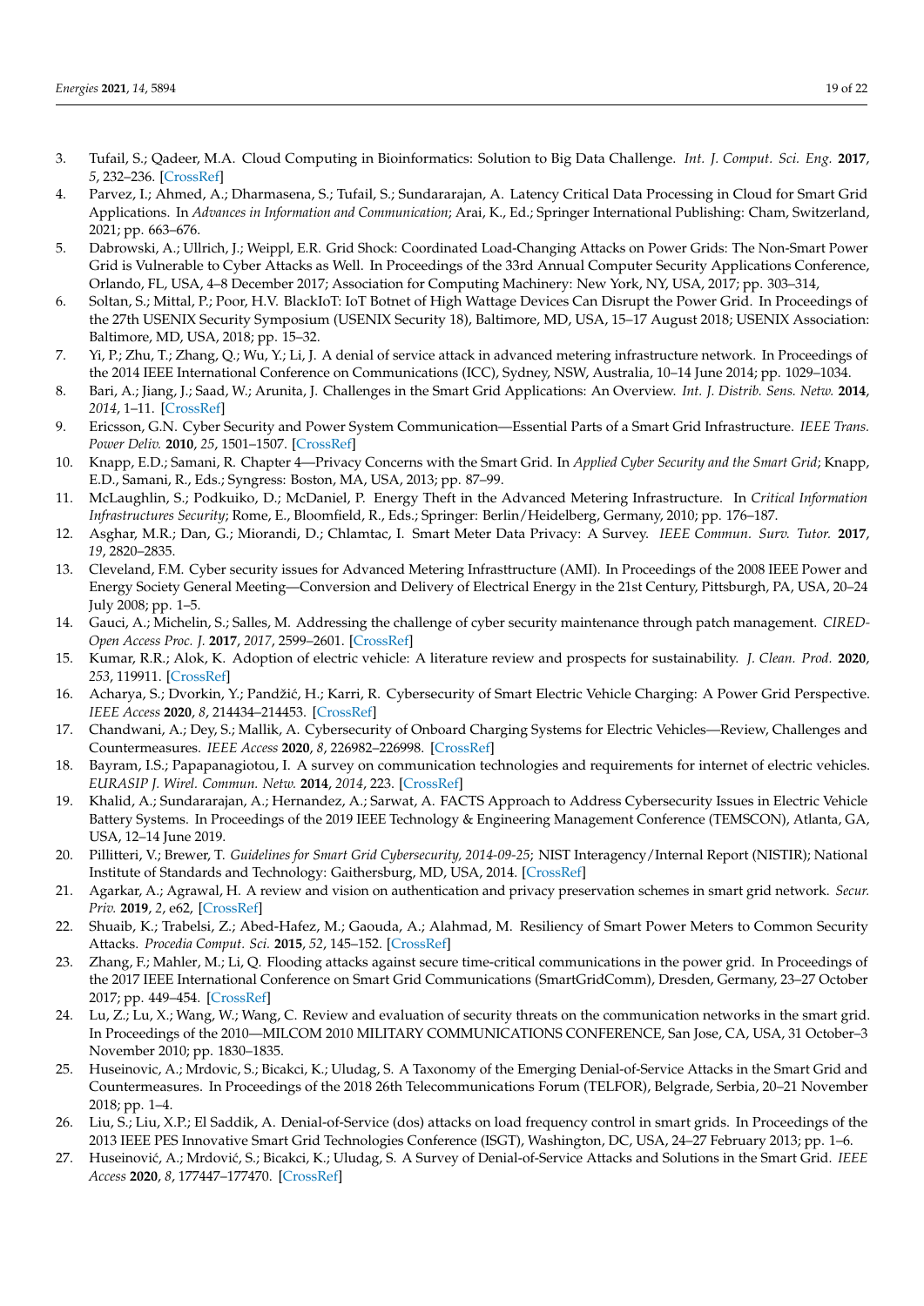3. Tufail, S.; Qadeer, M.A. Cloud Computing in Bioinformatics: Solution to Big Data Challenge. *Int. J. Comput. Sci. Eng.* **2017**, *5*, 232–236. [CrossRef]
4. Parvez, I.; Ahmed, A.; Dharmasena, S.; Tufail, S.; Sundararajan, A. Latency Critical Data Processing in Cloud for Smart Grid Applications. In *Advances in Information and Communication*; Arai, K., Ed.; Springer International Publishing: Cham, Switzerland, 2021; pp. 663–676.
5. Dabrowski, A.; Ullrich, J.; Weippl, E.R. Grid Shock: Coordinated Load-Changing Attacks on Power Grids: The Non-Smart Power Grid is Vulnerable to Cyber Attacks as Well. In Proceedings of the 33rd Annual Computer Security Applications Conference, Orlando, FL, USA, 4–8 December 2017; Association for Computing Machinery: New York, NY, USA, 2017; pp. 303–314,
6. Soltan, S.; Mittal, P.; Poor, H.V. BlackIoT: IoT Botnet of High Wattage Devices Can Disrupt the Power Grid. In Proceedings of the 27th USENIX Security Symposium (USENIX Security 18), Baltimore, MD, USA, 15–17 August 2018; USENIX Association: Baltimore, MD, USA, 2018; pp. 15–32.
7. Yi, P.; Zhu, T.; Zhang, Q.; Wu, Y.; Li, J. A denial of service attack in advanced metering infrastructure network. In Proceedings of the 2014 IEEE International Conference on Communications (ICC), Sydney, NSW, Australia, 10–14 June 2014; pp. 1029–1034.
8. Bari, A.; Jiang, J.; Saad, W.; Arunita, J. Challenges in the Smart Grid Applications: An Overview. *Int. J. Distrib. Sens. Netw.* **2014**, *2014*, 1–11. [CrossRef]
9. Ericsson, G.N. Cyber Security and Power System Communication—Essential Parts of a Smart Grid Infrastructure. *IEEE Trans. Power Deliv.* **2010**, *25*, 1501–1507. [CrossRef]
10. Knapp, E.D.; Samani, R. Chapter 4—Privacy Concerns with the Smart Grid. In *Applied Cyber Security and the Smart Grid*; Knapp, E.D., Samani, R., Eds.; Syngress: Boston, MA, USA, 2013; pp. 87–99.
11. McLaughlin, S.; Podkuiko, D.; McDaniel, P. Energy Theft in the Advanced Metering Infrastructure. In *Critical Information Infrastructures Security*; Rome, E., Bloomfield, R., Eds.; Springer: Berlin/Heidelberg, Germany, 2010; pp. 176–187.
12. Asghar, M.R.; Dan, G.; Miorandi, D.; Chlamtac, I. Smart Meter Data Privacy: A Survey. *IEEE Commun. Surv. Tutor.* **2017**, *19*, 2820–2835.
13. Cleveland, F.M. Cyber security issues for Advanced Metering Infrasttructure (AMI). In Proceedings of the 2008 IEEE Power and Energy Society General Meeting—Conversion and Delivery of Electrical Energy in the 21st Century, Pittsburgh, PA, USA, 20–24 July 2008; pp. 1–5.
14. Gauci, A.; Michelin, S.; Salles, M. Addressing the challenge of cyber security maintenance through patch management. *CIRED-Open Access Proc. J.* **2017**, *2017*, 2599–2601. [CrossRef]
15. Kumar, R.R.; Alok, K. Adoption of electric vehicle: A literature review and prospects for sustainability. *J. Clean. Prod.* **2020**, *253*, 119911. [CrossRef]
16. Acharya, S.; Dvorkin, Y.; Pandžić, H.; Karri, R. Cybersecurity of Smart Electric Vehicle Charging: A Power Grid Perspective. *IEEE Access* **2020**, *8*, 214434–214453. [CrossRef]
17. Chandwani, A.; Dey, S.; Mallik, A. Cybersecurity of Onboard Charging Systems for Electric Vehicles—Review, Challenges and Countermeasures. *IEEE Access* **2020**, *8*, 226982–226998. [CrossRef]
18. Bayram, I.S.; Papapanagiotou, I. A survey on communication technologies and requirements for internet of electric vehicles. *EURASIP J. Wirel. Commun. Netw.* **2014**, *2014*, 223. [CrossRef]
19. Khalid, A.; Sundararajan, A.; Hernandez, A.; Sarwat, A. FACTS Approach to Address Cybersecurity Issues in Electric Vehicle Battery Systems. In Proceedings of the 2019 IEEE Technology & Engineering Management Conference (TEMSCON), Atlanta, GA, USA, 12–14 June 2019.
20. Pillitteri, V.; Brewer, T. *Guidelines for Smart Grid Cybersecurity, 2014-09-25*; NIST Interagency/Internal Report (NISTIR); National Institute of Standards and Technology: Gaithersburg, MD, USA, 2014. [CrossRef]
21. Agarkar, A.; Agrawal, H. A review and vision on authentication and privacy preservation schemes in smart grid network. *Secur. Priv.* **2019**, *2*, e62, [CrossRef]
22. Shuaib, K.; Trabelsi, Z.; Abed-Hafez, M.; Gaouda, A.; Alahmad, M. Resiliency of Smart Power Meters to Common Security Attacks. *Procedia Comput. Sci.* **2015**, *52*, 145–152. [CrossRef]
23. Zhang, F.; Mahler, M.; Li, Q. Flooding attacks against secure time-critical communications in the power grid. In Proceedings of the 2017 IEEE International Conference on Smart Grid Communications (SmartGridComm), Dresden, Germany, 23–27 October 2017; pp. 449–454. [CrossRef]
24. Lu, Z.; Lu, X.; Wang, W.; Wang, C. Review and evaluation of security threats on the communication networks in the smart grid. In Proceedings of the 2010—MILCOM 2010 MILITARY COMMUNICATIONS CONFERENCE, San Jose, CA, USA, 31 October–3 November 2010; pp. 1830–1835.
25. Huseinovic, A.; Mrdovic, S.; Bicakci, K.; Uludag, S. A Taxonomy of the Emerging Denial-of-Service Attacks in the Smart Grid and Countermeasures. In Proceedings of the 2018 26th Telecommunications Forum (TELFOR), Belgrade, Serbia, 20–21 November 2018; pp. 1–4.
26. Liu, S.; Liu, X.P.; El Saddik, A. Denial-of-Service (dos) attacks on load frequency control in smart grids. In Proceedings of the 2013 IEEE PES Innovative Smart Grid Technologies Conference (ISGT), Washington, DC, USA, 24–27 February 2013; pp. 1–6.
27. Huseinović, A.; Mrdović, S.; Bicakci, K.; Uludag, S. A Survey of Denial-of-Service Attacks and Solutions in the Smart Grid. *IEEE Access* **2020**, *8*, 177447–177470. [CrossRef]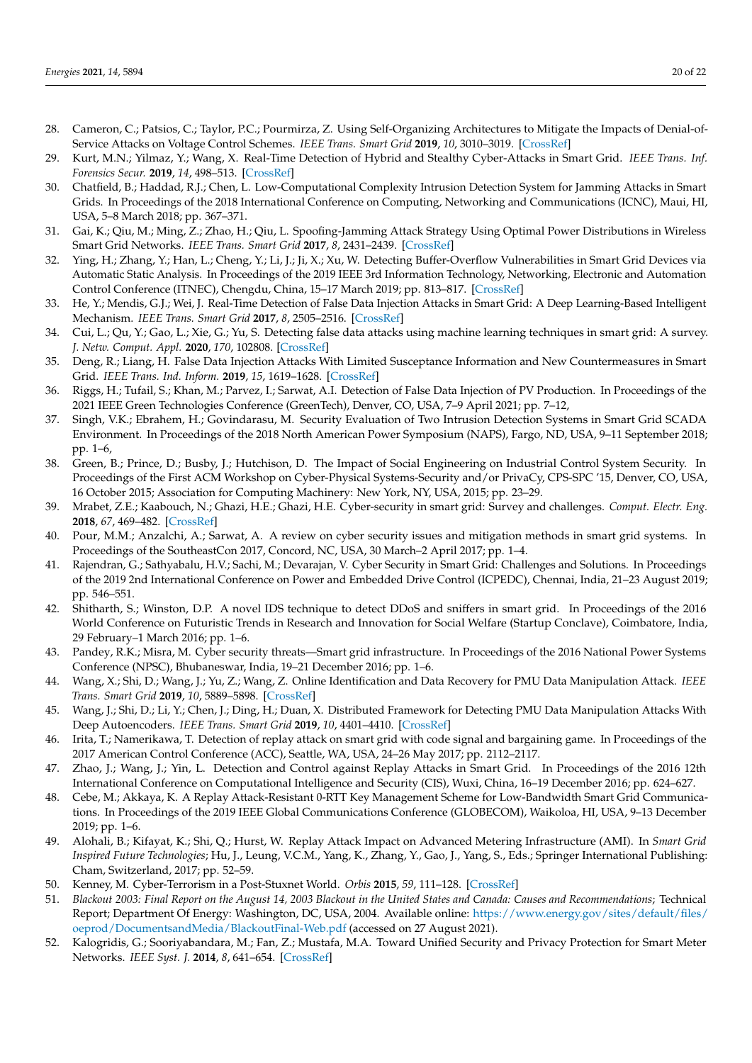28. Cameron, C.; Patsios, C.; Taylor, P.C.; Pourmirza, Z. Using Self-Organizing Architectures to Mitigate the Impacts of Denial-of-Service Attacks on Voltage Control Schemes. *IEEE Trans. Smart Grid* **2019**, *10*, 3010–3019. [CrossRef]
29. Kurt, M.N.; Yilmaz, Y.; Wang, X. Real-Time Detection of Hybrid and Stealthy Cyber-Attacks in Smart Grid. *IEEE Trans. Inf. Forensics Secur.* **2019**, *14*, 498–513. [CrossRef]
30. Chatfield, B.; Haddad, R.J.; Chen, L. Low-Computational Complexity Intrusion Detection System for Jamming Attacks in Smart Grids. In Proceedings of the 2018 International Conference on Computing, Networking and Communications (ICNC), Maui, HI, USA, 5–8 March 2018; pp. 367–371.
31. Gai, K.; Qiu, M.; Ming, Z.; Zhao, H.; Qiu, L. Spoofing-Jamming Attack Strategy Using Optimal Power Distributions in Wireless Smart Grid Networks. *IEEE Trans. Smart Grid* **2017**, *8*, 2431–2439. [CrossRef]
32. Ying, H.; Zhang, Y.; Han, L.; Cheng, Y.; Li, J.; Ji, X.; Xu, W. Detecting Buffer-Overflow Vulnerabilities in Smart Grid Devices via Automatic Static Analysis. In Proceedings of the 2019 IEEE 3rd Information Technology, Networking, Electronic and Automation Control Conference (ITNEC), Chengdu, China, 15–17 March 2019; pp. 813–817. [CrossRef]
33. He, Y.; Mendis, G.J.; Wei, J. Real-Time Detection of False Data Injection Attacks in Smart Grid: A Deep Learning-Based Intelligent Mechanism. *IEEE Trans. Smart Grid* **2017**, *8*, 2505–2516. [CrossRef]
34. Cui, L.; Qu, Y.; Gao, L.; Xie, G.; Yu, S. Detecting false data attacks using machine learning techniques in smart grid: A survey. *J. Netw. Comput. Appl.* **2020**, *170*, 102808. [CrossRef]
35. Deng, R.; Liang, H. False Data Injection Attacks With Limited Susceptance Information and New Countermeasures in Smart Grid. *IEEE Trans. Ind. Inform.* **2019**, *15*, 1619–1628. [CrossRef]
36. Riggs, H.; Tufail, S.; Khan, M.; Parvez, I.; Sarwat, A.I. Detection of False Data Injection of PV Production. In Proceedings of the 2021 IEEE Green Technologies Conference (GreenTech), Denver, CO, USA, 7–9 April 2021; pp. 7–12,
37. Singh, V.K.; Ebrahem, H.; Govindarasu, M. Security Evaluation of Two Intrusion Detection Systems in Smart Grid SCADA Environment. In Proceedings of the 2018 North American Power Symposium (NAPS), Fargo, ND, USA, 9–11 September 2018; pp. 1–6,
38. Green, B.; Prince, D.; Busby, J.; Hutchison, D. The Impact of Social Engineering on Industrial Control System Security. In Proceedings of the First ACM Workshop on Cyber-Physical Systems-Security and/or PrivaCy, CPS-SPC '15, Denver, CO, USA, 16 October 2015; Association for Computing Machinery: New York, NY, USA, 2015; pp. 23–29.
39. Mrabet, Z.E.; Kaabouch, N.; Ghazi, H.E.; Ghazi, H.E. Cyber-security in smart grid: Survey and challenges. *Comput. Electr. Eng.* **2018**, *67*, 469–482. [CrossRef]
40. Pour, M.M.; Anzalchi, A.; Sarwat, A. A review on cyber security issues and mitigation methods in smart grid systems. In Proceedings of the SoutheastCon 2017, Concord, NC, USA, 30 March–2 April 2017; pp. 1–4.
41. Rajendran, G.; Sathyabalu, H.V.; Sachi, M.; Devarajan, V. Cyber Security in Smart Grid: Challenges and Solutions. In Proceedings of the 2019 2nd International Conference on Power and Embedded Drive Control (ICPEDC), Chennai, India, 21–23 August 2019; pp. 546–551.
42. Shitharth, S.; Winston, D.P. A novel IDS technique to detect DDoS and sniffers in smart grid. In Proceedings of the 2016 World Conference on Futuristic Trends in Research and Innovation for Social Welfare (Startup Conclave), Coimbatore, India, 29 February–1 March 2016; pp. 1–6.
43. Pandey, R.K.; Misra, M. Cyber security threats—Smart grid infrastructure. In Proceedings of the 2016 National Power Systems Conference (NPSC), Bhubaneswar, India, 19–21 December 2016; pp. 1–6.
44. Wang, X.; Shi, D.; Wang, J.; Yu, Z.; Wang, Z. Online Identification and Data Recovery for PMU Data Manipulation Attack. *IEEE Trans. Smart Grid* **2019**, *10*, 5889–5898. [CrossRef]
45. Wang, J.; Shi, D.; Li, Y.; Chen, J.; Ding, H.; Duan, X. Distributed Framework for Detecting PMU Data Manipulation Attacks With Deep Autoencoders. *IEEE Trans. Smart Grid* **2019**, *10*, 4401–4410. [CrossRef]
46. Irita, T.; Namerikawa, T. Detection of replay attack on smart grid with code signal and bargaining game. In Proceedings of the 2017 American Control Conference (ACC), Seattle, WA, USA, 24–26 May 2017; pp. 2112–2117.
47. Zhao, J.; Wang, J.; Yin, L. Detection and Control against Replay Attacks in Smart Grid. In Proceedings of the 2016 12th International Conference on Computational Intelligence and Security (CIS), Wuxi, China, 16–19 December 2016; pp. 624–627.
48. Cebe, M.; Akkaya, K. A Replay Attack-Resistant 0-RTT Key Management Scheme for Low-Bandwidth Smart Grid Communications. In Proceedings of the 2019 IEEE Global Communications Conference (GLOBECOM), Waikoloa, HI, USA, 9–13 December 2019; pp. 1–6.
49. Alohali, B.; Kifayat, K.; Shi, Q.; Hurst, W. Replay Attack Impact on Advanced Metering Infrastructure (AMI). In *Smart Grid Inspired Future Technologies*; Hu, J., Leung, V.C.M., Yang, K., Zhang, Y., Gao, J., Yang, S., Eds.; Springer International Publishing: Cham, Switzerland, 2017; pp. 52–59.
50. Kenney, M. Cyber-Terrorism in a Post-Stuxnet World. *Orbis* **2015**, *59*, 111–128. [CrossRef]
51. *Blackout 2003: Final Report on the August 14, 2003 Blackout in the United States and Canada: Causes and Recommendations*; Technical Report; Department Of Energy: Washington, DC, USA, 2004. Available online: https://www.energy.gov/sites/default/files/oeprod/DocumentsandMedia/BlackoutFinal-Web.pdf (accessed on 27 August 2021).
52. Kalogridis, G.; Sooriyabandara, M.; Fan, Z.; Mustafa, M.A. Toward Unified Security and Privacy Protection for Smart Meter Networks. *IEEE Syst. J.* **2014**, *8*, 641–654. [CrossRef]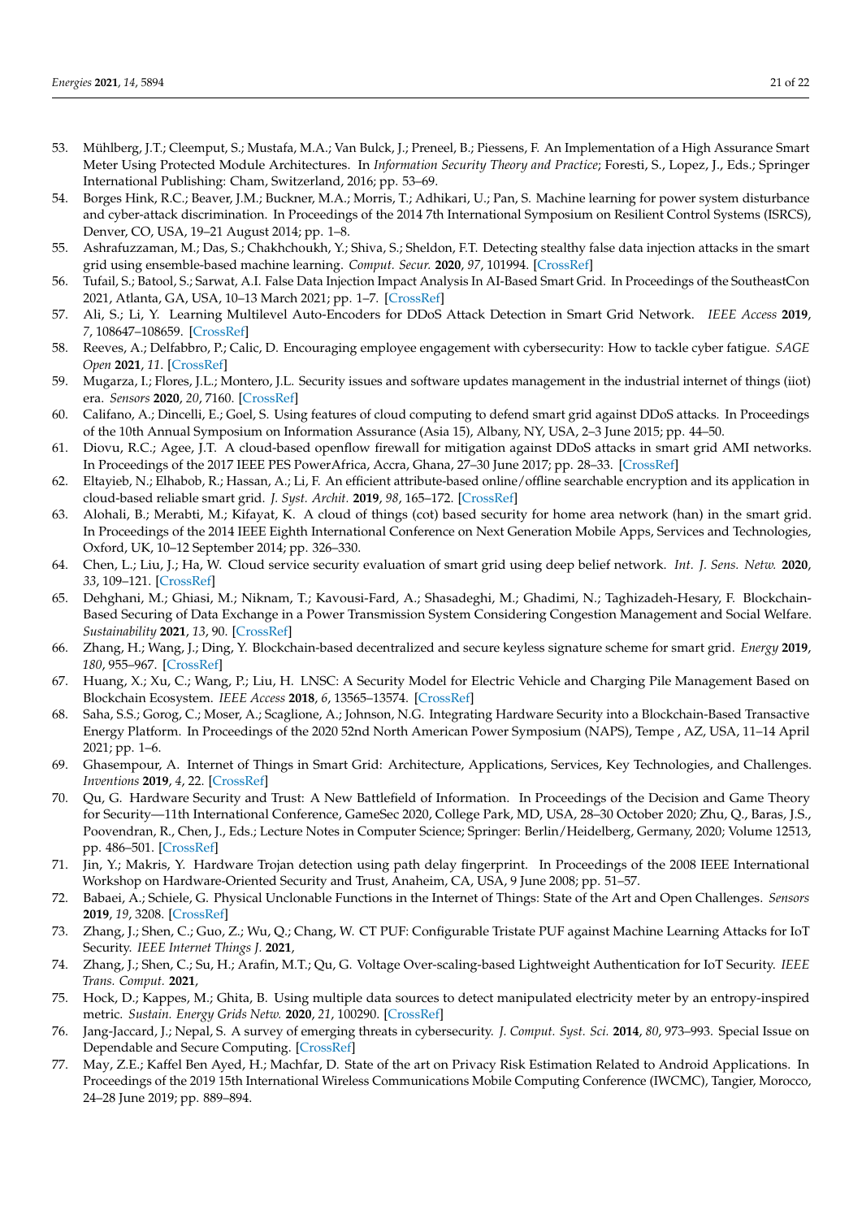53. Mühlberg, J.T.; Cleemput, S.; Mustafa, M.A.; Van Bulck, J.; Preneel, B.; Piessens, F. An Implementation of a High Assurance Smart Meter Using Protected Module Architectures. In *Information Security Theory and Practice*; Foresti, S., Lopez, J., Eds.; Springer International Publishing: Cham, Switzerland, 2016; pp. 53–69.
54. Borges Hink, R.C.; Beaver, J.M.; Buckner, M.A.; Morris, T.; Adhikari, U.; Pan, S. Machine learning for power system disturbance and cyber-attack discrimination. In Proceedings of the 2014 7th International Symposium on Resilient Control Systems (ISRCS), Denver, CO, USA, 19–21 August 2014; pp. 1–8.
55. Ashrafuzzaman, M.; Das, S.; Chakhchoukh, Y.; Shiva, S.; Sheldon, F.T. Detecting stealthy false data injection attacks in the smart grid using ensemble-based machine learning. *Comput. Secur.* **2020**, *97*, 101994. [CrossRef]
56. Tufail, S.; Batool, S.; Sarwat, A.I. False Data Injection Impact Analysis In AI-Based Smart Grid. In Proceedings of the SoutheastCon 2021, Atlanta, GA, USA, 10–13 March 2021; pp. 1–7. [CrossRef]
57. Ali, S.; Li, Y. Learning Multilevel Auto-Encoders for DDoS Attack Detection in Smart Grid Network. *IEEE Access* **2019**, *7*, 108647–108659. [CrossRef]
58. Reeves, A.; Delfabbro, P.; Calic, D. Encouraging employee engagement with cybersecurity: How to tackle cyber fatigue. *SAGE Open* **2021**, *11*. [CrossRef]
59. Mugarza, I.; Flores, J.L.; Montero, J.L. Security issues and software updates management in the industrial internet of things (iiot) era. *Sensors* **2020**, *20*, 7160. [CrossRef]
60. Califano, A.; Dincelli, E.; Goel, S. Using features of cloud computing to defend smart grid against DDoS attacks. In Proceedings of the 10th Annual Symposium on Information Assurance (Asia 15), Albany, NY, USA, 2–3 June 2015; pp. 44–50.
61. Diovu, R.C.; Agee, J.T. A cloud-based openflow firewall for mitigation against DDoS attacks in smart grid AMI networks. In Proceedings of the 2017 IEEE PES PowerAfrica, Accra, Ghana, 27–30 June 2017; pp. 28–33. [CrossRef]
62. Eltayieb, N.; Elhabob, R.; Hassan, A.; Li, F. An efficient attribute-based online/offline searchable encryption and its application in cloud-based reliable smart grid. *J. Syst. Archit.* **2019**, *98*, 165–172. [CrossRef]
63. Alohali, B.; Merabti, M.; Kifayat, K. A cloud of things (cot) based security for home area network (han) in the smart grid. In Proceedings of the 2014 IEEE Eighth International Conference on Next Generation Mobile Apps, Services and Technologies, Oxford, UK, 10–12 September 2014; pp. 326–330.
64. Chen, L.; Liu, J.; Ha, W. Cloud service security evaluation of smart grid using deep belief network. *Int. J. Sens. Netw.* **2020**, *33*, 109–121. [CrossRef]
65. Dehghani, M.; Ghiasi, M.; Niknam, T.; Kavousi-Fard, A.; Shasadeghi, M.; Ghadimi, N.; Taghizadeh-Hesary, F. Blockchain-Based Securing of Data Exchange in a Power Transmission System Considering Congestion Management and Social Welfare. *Sustainability* **2021**, *13*, 90. [CrossRef]
66. Zhang, H.; Wang, J.; Ding, Y. Blockchain-based decentralized and secure keyless signature scheme for smart grid. *Energy* **2019**, *180*, 955–967. [CrossRef]
67. Huang, X.; Xu, C.; Wang, P.; Liu, H. LNSC: A Security Model for Electric Vehicle and Charging Pile Management Based on Blockchain Ecosystem. *IEEE Access* **2018**, *6*, 13565–13574. [CrossRef]
68. Saha, S.S.; Gorog, C.; Moser, A.; Scaglione, A.; Johnson, N.G. Integrating Hardware Security into a Blockchain-Based Transactive Energy Platform. In Proceedings of the 2020 52nd North American Power Symposium (NAPS), Tempe , AZ, USA, 11–14 April 2021; pp. 1–6.
69. Ghasempour, A. Internet of Things in Smart Grid: Architecture, Applications, Services, Key Technologies, and Challenges. *Inventions* **2019**, *4*, 22. [CrossRef]
70. Qu, G. Hardware Security and Trust: A New Battlefield of Information. In Proceedings of the Decision and Game Theory for Security—11th International Conference, GameSec 2020, College Park, MD, USA, 28–30 October 2020; Zhu, Q., Baras, J.S., Poovendran, R., Chen, J., Eds.; Lecture Notes in Computer Science; Springer: Berlin/Heidelberg, Germany, 2020; Volume 12513, pp. 486–501. [CrossRef]
71. Jin, Y.; Makris, Y. Hardware Trojan detection using path delay fingerprint. In Proceedings of the 2008 IEEE International Workshop on Hardware-Oriented Security and Trust, Anaheim, CA, USA, 9 June 2008; pp. 51–57.
72. Babaei, A.; Schiele, G. Physical Unclonable Functions in the Internet of Things: State of the Art and Open Challenges. *Sensors* **2019**, *19*, 3208. [CrossRef]
73. Zhang, J.; Shen, C.; Guo, Z.; Wu, Q.; Chang, W. CT PUF: Configurable Tristate PUF against Machine Learning Attacks for IoT Security. *IEEE Internet Things J.* **2021**,
74. Zhang, J.; Shen, C.; Su, H.; Arafin, M.T.; Qu, G. Voltage Over-scaling-based Lightweight Authentication for IoT Security. *IEEE Trans. Comput.* **2021**,
75. Hock, D.; Kappes, M.; Ghita, B. Using multiple data sources to detect manipulated electricity meter by an entropy-inspired metric. *Sustain. Energy Grids Netw.* **2020**, *21*, 100290. [CrossRef]
76. Jang-Jaccard, J.; Nepal, S. A survey of emerging threats in cybersecurity. *J. Comput. Syst. Sci.* **2014**, *80*, 973–993. Special Issue on Dependable and Secure Computing. [CrossRef]
77. May, Z.E.; Kaffel Ben Ayed, H.; Machfar, D. State of the art on Privacy Risk Estimation Related to Android Applications. In Proceedings of the 2019 15th International Wireless Communications Mobile Computing Conference (IWCMC), Tangier, Morocco, 24–28 June 2019; pp. 889–894.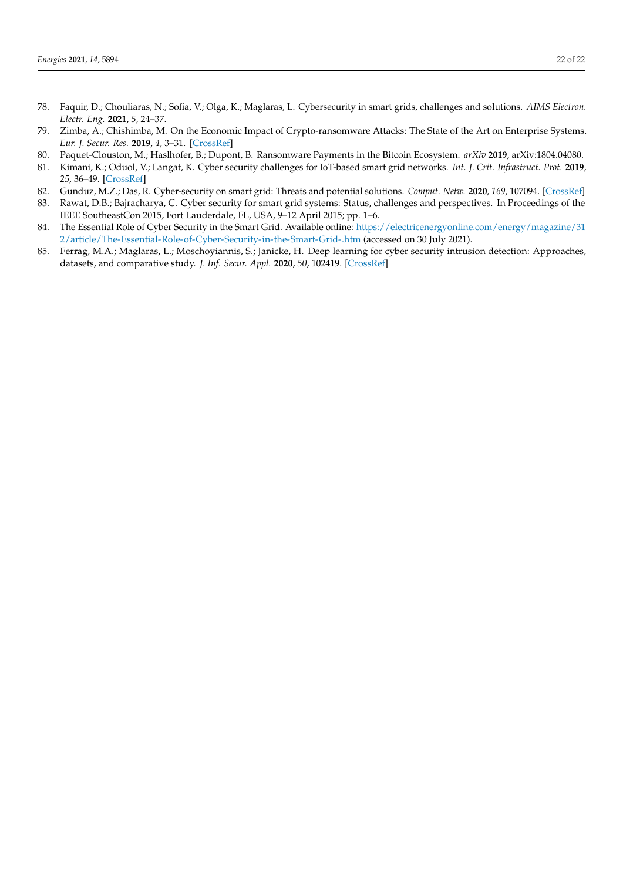78. Faquir, D.; Chouliaras, N.; Sofia, V.; Olga, K.; Maglaras, L. Cybersecurity in smart grids, challenges and solutions. *AIMS Electron. Electr. Eng.* **2021**, *5*, 24–37.
79. Zimba, A.; Chishimba, M. On the Economic Impact of Crypto-ransomware Attacks: The State of the Art on Enterprise Systems. *Eur. J. Secur. Res.* **2019**, *4*, 3–31. [CrossRef]
80. Paquet-Clouston, M.; Haslhofer, B.; Dupont, B. Ransomware Payments in the Bitcoin Ecosystem. *arXiv* **2019**, arXiv:1804.04080.
81. Kimani, K.; Oduol, V.; Langat, K. Cyber security challenges for IoT-based smart grid networks. *Int. J. Crit. Infrastruct. Prot.* **2019**, *25*, 36–49. [CrossRef]
82. Gunduz, M.Z.; Das, R. Cyber-security on smart grid: Threats and potential solutions. *Comput. Netw.* **2020**, *169*, 107094. [CrossRef]
83. Rawat, D.B.; Bajracharya, C. Cyber security for smart grid systems: Status, challenges and perspectives. In Proceedings of the IEEE SoutheastCon 2015, Fort Lauderdale, FL, USA, 9–12 April 2015; pp. 1–6.
84. The Essential Role of Cyber Security in the Smart Grid. Available online: https://electricenergyonline.com/energy/magazine/312/article/The-Essential-Role-of-Cyber-Security-in-the-Smart-Grid-.htm (accessed on 30 July 2021).
85. Ferrag, M.A.; Maglaras, L.; Moschoyiannis, S.; Janicke, H. Deep learning for cyber security intrusion detection: Approaches, datasets, and comparative study. *J. Inf. Secur. Appl.* **2020**, *50*, 102419. [CrossRef]